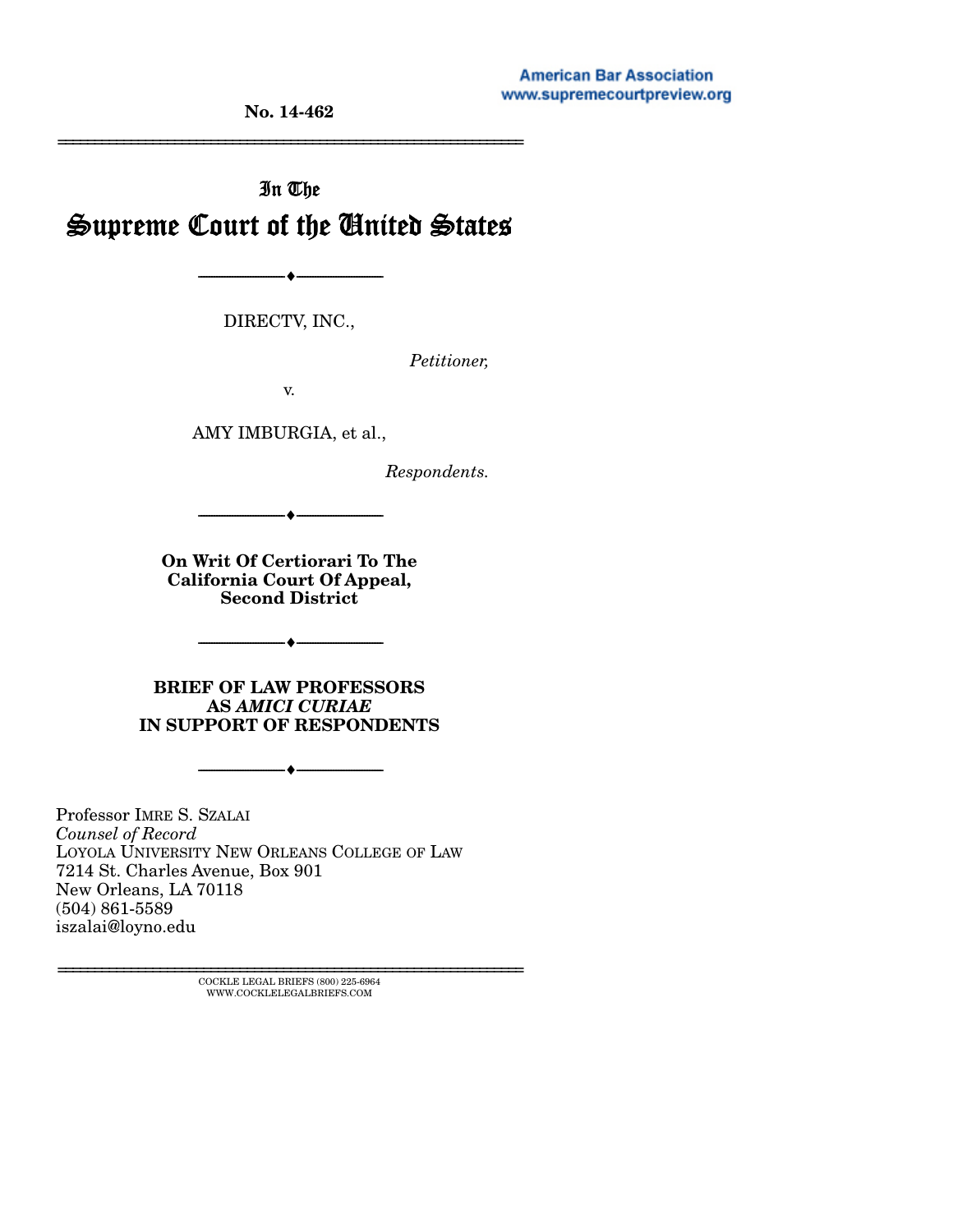American Bar Association
www.supremecourtpreview.org

No. 14-462

---

In The

# Supreme Court of the United States

---

DIRECTV, INC.,

*Petitioner,*

v.

AMY IMBURGIA, et al.,

*Respondents.*

---

**On Writ Of Certiorari To The California Court Of Appeal, Second District**

---

**BRIEF OF LAW PROFESSORS AS *AMICI CURIAE* IN SUPPORT OF RESPONDENTS**

---

Professor IMRE S. SZALAI
*Counsel of Record*
LOYOLA UNIVERSITY NEW ORLEANS COLLEGE OF LAW
7214 St. Charles Avenue, Box 901
New Orleans, LA 70118
(504) 861-5589
iszalai@loyno.edu

---

COCKLE LEGAL BRIEFS (800) 225-6964
WWW.COCKLELEGALBRIEFS.COM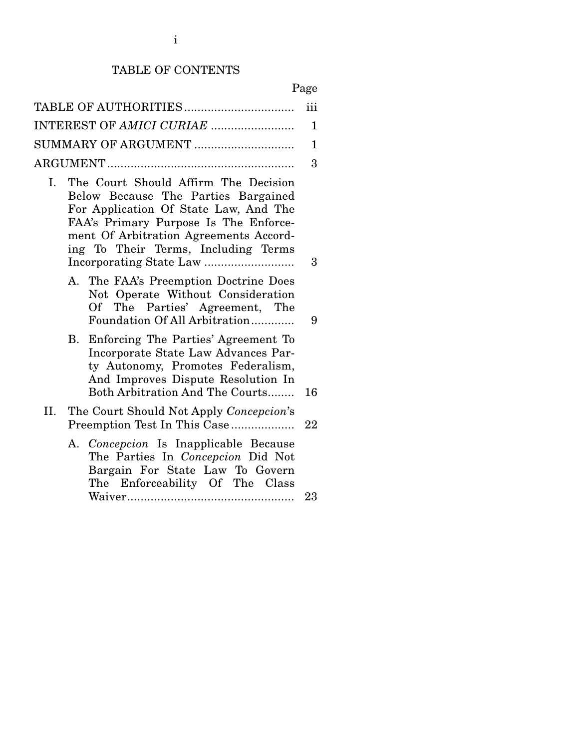# TABLE OF CONTENTS

| | Page |
|---|---|
| TABLE OF AUTHORITIES | iii |
| INTEREST OF *AMICI CURIAE* | 1 |
| SUMMARY OF ARGUMENT | 1 |
| ARGUMENT | 3 |
| I. The Court Should Affirm The Decision Below Because The Parties Bargained For Application Of State Law, And The FAA's Primary Purpose Is The Enforcement Of Arbitration Agreements According To Their Terms, Including Terms Incorporating State Law | 3 |
| A. The FAA's Preemption Doctrine Does Not Operate Without Consideration Of The Parties' Agreement, The Foundation Of All Arbitration | 9 |
| B. Enforcing The Parties' Agreement To Incorporate State Law Advances Party Autonomy, Promotes Federalism, And Improves Dispute Resolution In Both Arbitration And The Courts | 16 |
| II. The Court Should Not Apply *Concepcion*'s Preemption Test In This Case | 22 |
| A. *Concepcion* Is Inapplicable Because The Parties In *Concepcion* Did Not Bargain For State Law To Govern The Enforceability Of The Class Waiver | 23 |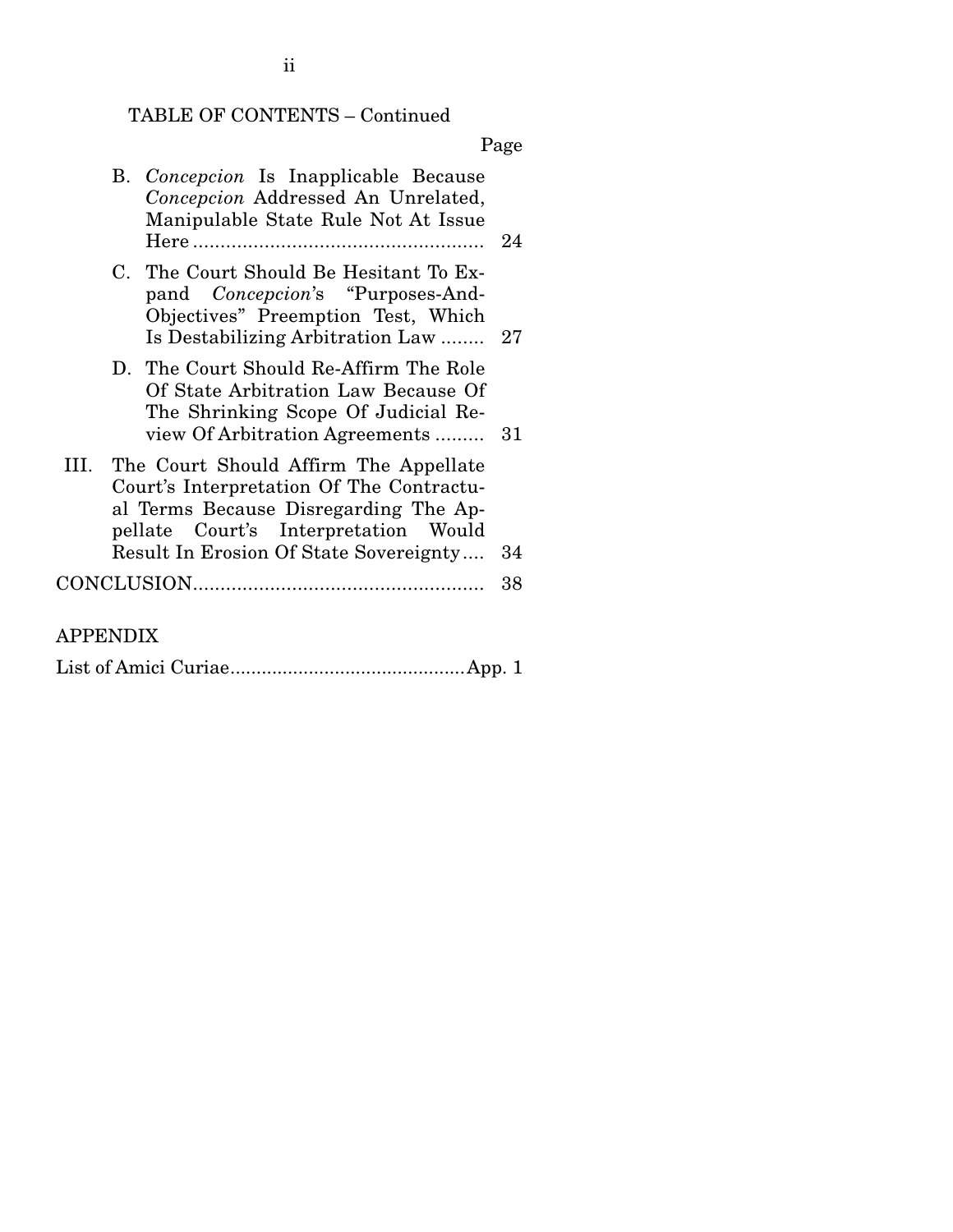TABLE OF CONTENTS – Continued

| | Page |
|---|---|
| B. *Concepcion* Is Inapplicable Because *Concepcion* Addressed An Unrelated, Manipulable State Rule Not At Issue Here | 24 |
| C. The Court Should Be Hesitant To Expand *Concepcion*'s "Purposes-And-Objectives" Preemption Test, Which Is Destabilizing Arbitration Law | 27 |
| D. The Court Should Re-Affirm The Role Of State Arbitration Law Because Of The Shrinking Scope Of Judicial Review Of Arbitration Agreements | 31 |
| III. The Court Should Affirm The Appellate Court's Interpretation Of The Contractual Terms Because Disregarding The Appellate Court's Interpretation Would Result In Erosion Of State Sovereignty | 34 |
| CONCLUSION | 38 |

APPENDIX

| | |
|---|---|
| List of Amici Curiae | App. 1 |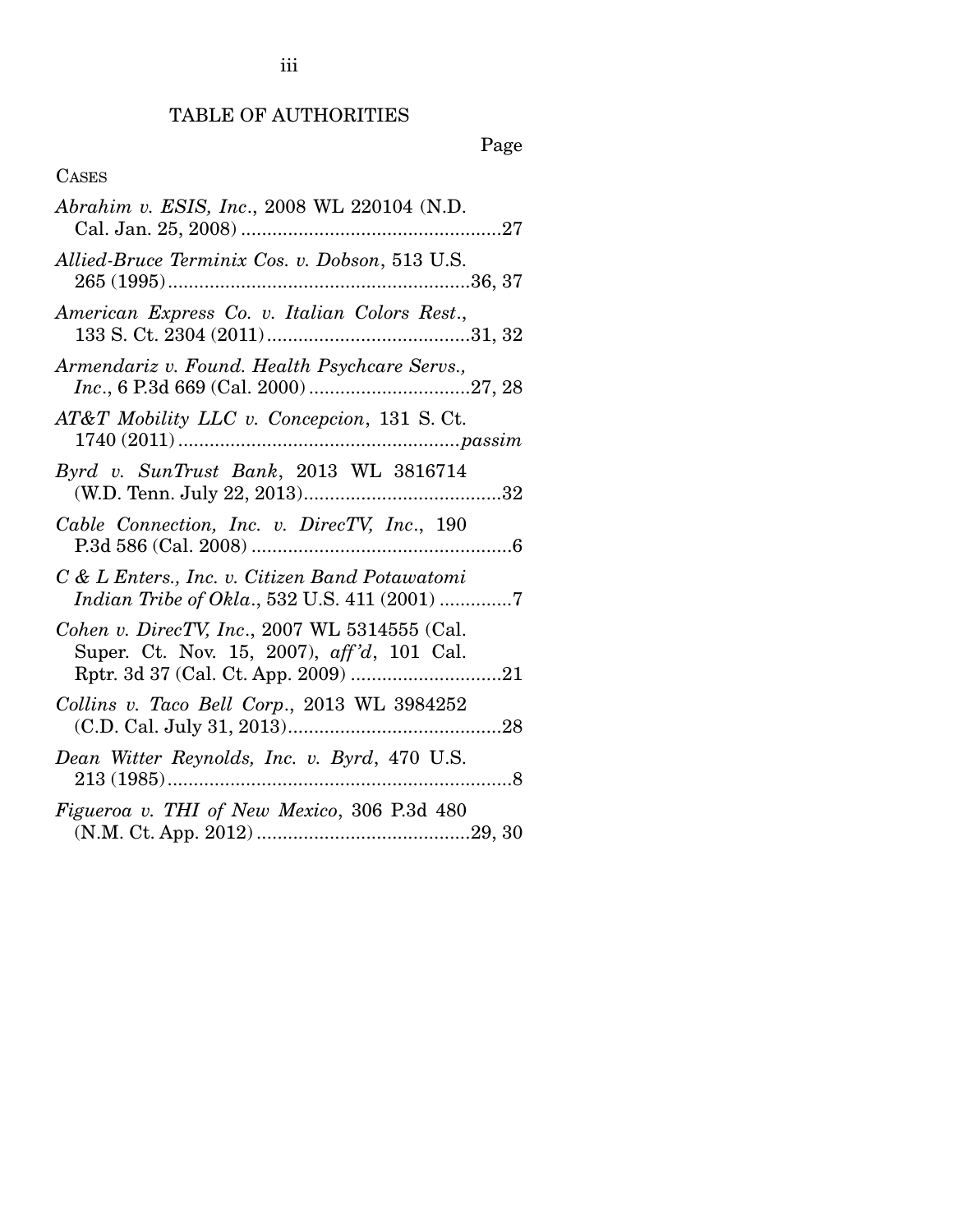# TABLE OF AUTHORITIES

Page

CASES

*Abrahim v. ESIS, Inc.*, 2008 WL 220104 (N.D. Cal. Jan. 25, 2008) ....................................................27

*Allied-Bruce Terminix Cos. v. Dobson*, 513 U.S. 265 (1995)..........................................................36, 37

*American Express Co. v. Italian Colors Rest.*, 133 S. Ct. 2304 (2011).......................................31, 32

*Armendariz v. Found. Health Psychcare Servs., Inc.*, 6 P.3d 669 (Cal. 2000)...............................27, 28

*AT&T Mobility LLC v. Concepcion*, 131 S. Ct. 1740 (2011)......................................................*passim*

*Byrd v. SunTrust Bank*, 2013 WL 3816714 (W.D. Tenn. July 22, 2013).......................................32

*Cable Connection, Inc. v. DirecTV, Inc.*, 190 P.3d 586 (Cal. 2008) ....................................................6

*C & L Enters., Inc. v. Citizen Band Potawatomi Indian Tribe of Okla.*, 532 U.S. 411 (2001) .............7

*Cohen v. DirecTV, Inc.*, 2007 WL 5314555 (Cal. Super. Ct. Nov. 15, 2007), *aff'd*, 101 Cal. Rptr. 3d 37 (Cal. Ct. App. 2009) .............................21

*Collins v. Taco Bell Corp.*, 2013 WL 3984252 (C.D. Cal. July 31, 2013).........................................28

*Dean Witter Reynolds, Inc. v. Byrd*, 470 U.S. 213 (1985)...................................................................8

*Figueroa v. THI of New Mexico*, 306 P.3d 480 (N.M. Ct. App. 2012).........................................29, 30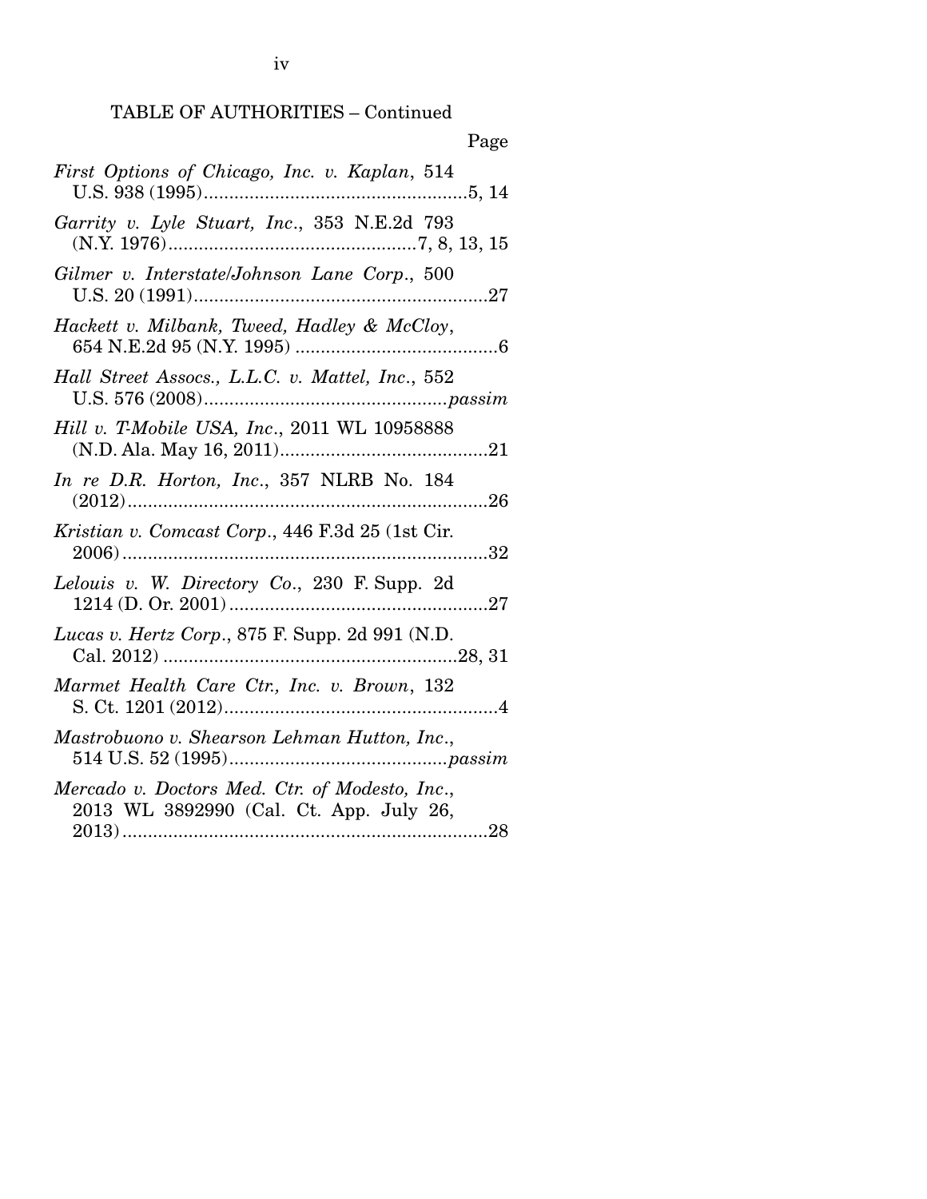TABLE OF AUTHORITIES – Continued

Page

*First Options of Chicago, Inc. v. Kaplan*, 514 U.S. 938 (1995)....................................................5, 14

*Garrity v. Lyle Stuart, Inc.*, 353 N.E.2d 793 (N.Y. 1976)................................................7, 8, 13, 15

*Gilmer v. Interstate/Johnson Lane Corp.*, 500 U.S. 20 (1991)..........................................................27

*Hackett v. Milbank, Tweed, Hadley & McCloy*, 654 N.E.2d 95 (N.Y. 1995) ........................................6

*Hall Street Assocs., L.L.C. v. Mattel, Inc.*, 552 U.S. 576 (2008)................................................*passim*

*Hill v. T-Mobile USA, Inc.*, 2011 WL 10958888 (N.D. Ala. May 16, 2011).........................................21

*In re D.R. Horton, Inc.*, 357 NLRB No. 184 (2012).......................................................................26

*Kristian v. Comcast Corp.*, 446 F.3d 25 (1st Cir. 2006)........................................................................32

*Lelouis v. W. Directory Co.*, 230 F. Supp. 2d 1214 (D. Or. 2001)...................................................27

*Lucas v. Hertz Corp.*, 875 F. Supp. 2d 991 (N.D. Cal. 2012) ..........................................................28, 31

*Marmet Health Care Ctr., Inc. v. Brown*, 132 S. Ct. 1201 (2012)......................................................4

*Mastrobuono v. Shearson Lehman Hutton, Inc.*, 514 U.S. 52 (1995)...........................................*passim*

*Mercado v. Doctors Med. Ctr. of Modesto, Inc.*, 2013 WL 3892990 (Cal. Ct. App. July 26, 2013)........................................................................28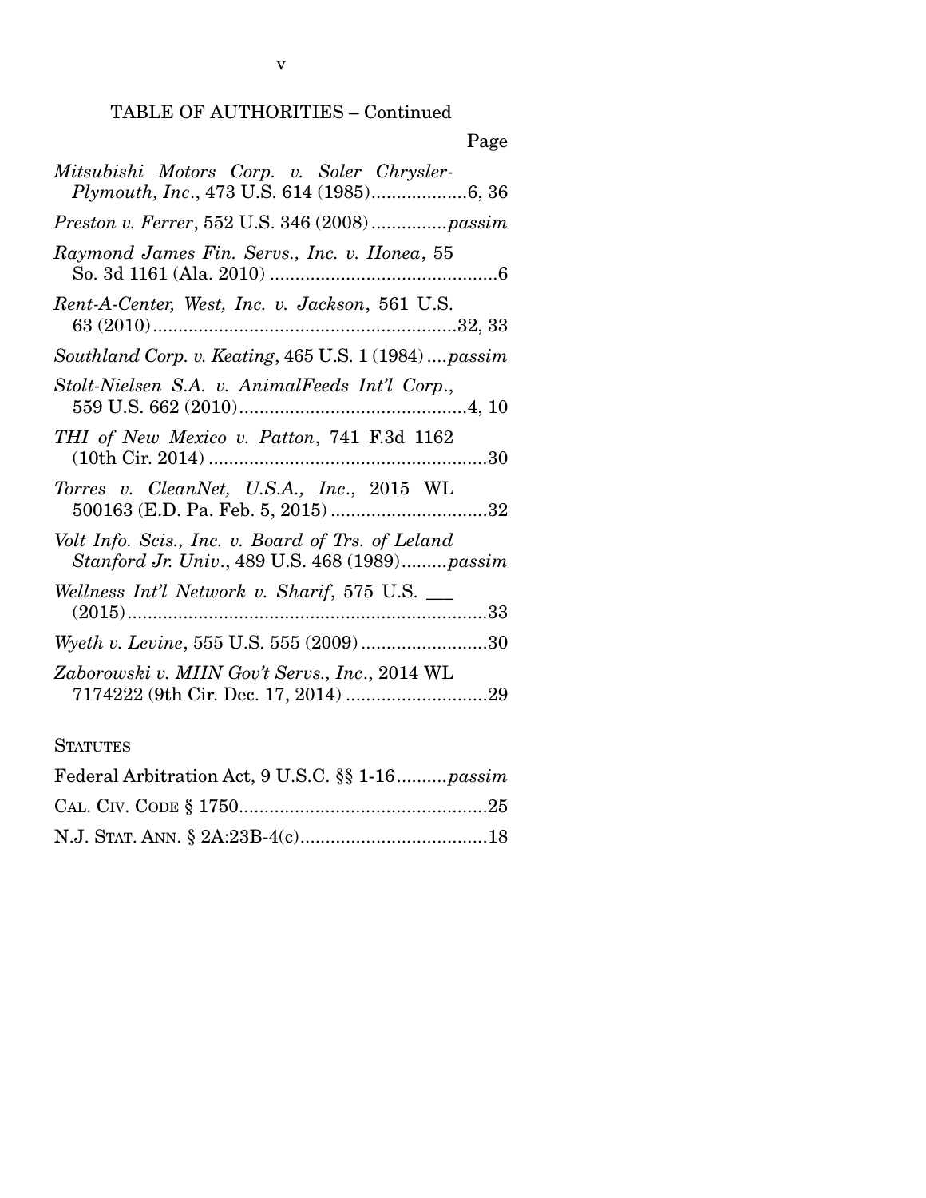TABLE OF AUTHORITIES – Continued

Page

*Mitsubishi Motors Corp. v. Soler Chrysler-Plymouth, Inc.*, 473 U.S. 614 (1985)...................6, 36

*Preston v. Ferrer*, 552 U.S. 346 (2008)...............*passim*

*Raymond James Fin. Servs., Inc. v. Honea*, 55 So. 3d 1161 (Ala. 2010)............................................6

*Rent-A-Center, West, Inc. v. Jackson*, 561 U.S. 63 (2010)...........................................................32, 33

*Southland Corp. v. Keating*, 465 U.S. 1 (1984)....*passim*

*Stolt-Nielsen S.A. v. AnimalFeeds Int'l Corp.*, 559 U.S. 662 (2010).............................................4, 10

*THI of New Mexico v. Patton*, 741 F.3d 1162 (10th Cir. 2014).......................................................30

*Torres v. CleanNet, U.S.A., Inc.*, 2015 WL 500163 (E.D. Pa. Feb. 5, 2015)...............................32

*Volt Info. Scis., Inc. v. Board of Trs. of Leland Stanford Jr. Univ.*, 489 U.S. 468 (1989).........*passim*

*Wellness Int'l Network v. Sharif*, 575 U.S. ___ (2015).......................................................................33

*Wyeth v. Levine*, 555 U.S. 555 (2009).........................30

*Zaborowski v. MHN Gov't Servs., Inc.*, 2014 WL 7174222 (9th Cir. Dec. 17, 2014)............................29

STATUTES

Federal Arbitration Act, 9 U.S.C. §§ 1-16..........*passim*

CAL. CIV. CODE § 1750.................................................25

N.J. STAT. ANN. § 2A:23B-4(c).....................................18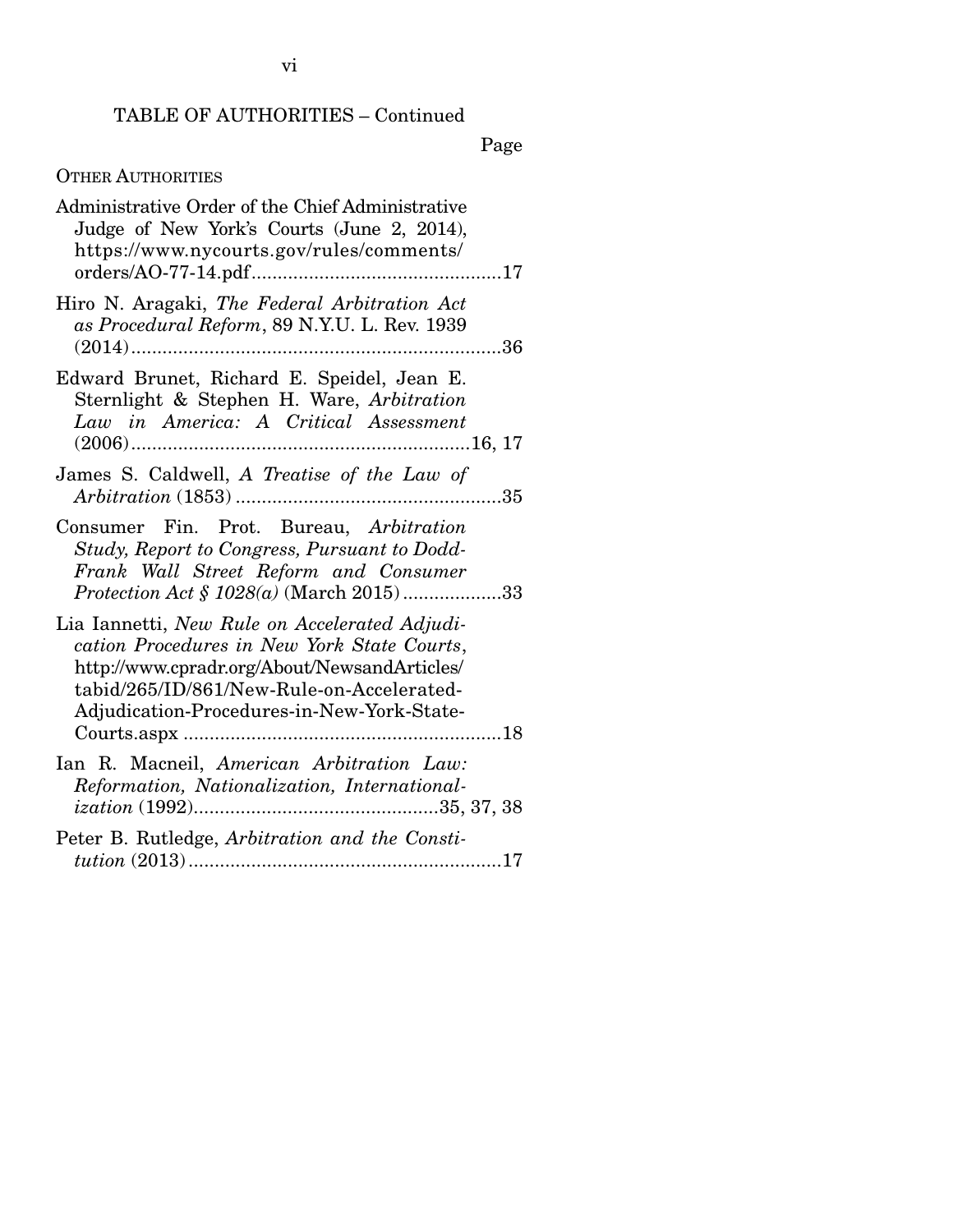TABLE OF AUTHORITIES – Continued

Page

OTHER AUTHORITIES

Administrative Order of the Chief Administrative Judge of New York's Courts (June 2, 2014), https://www.nycourts.gov/rules/comments/orders/AO-77-14.pdf ................................................17

Hiro N. Aragaki, *The Federal Arbitration Act as Procedural Reform*, 89 N.Y.U. L. Rev. 1939 (2014) ........................................................................36

Edward Brunet, Richard E. Speidel, Jean E. Sternlight & Stephen H. Ware, *Arbitration Law in America: A Critical Assessment* (2006) .................................................................16, 17

James S. Caldwell, *A Treatise of the Law of Arbitration* (1853) ...................................................35

Consumer Fin. Prot. Bureau, *Arbitration Study, Report to Congress, Pursuant to Dodd-Frank Wall Street Reform and Consumer Protection Act § 1028(a)* (March 2015) ...................33

Lia Iannetti, *New Rule on Accelerated Adjudication Procedures in New York State Courts*, http://www.cpradr.org/About/NewsandArticles/tabid/265/ID/861/New-Rule-on-Accelerated-Adjudication-Procedures-in-New-York-State-Courts.aspx .............................................................18

Ian R. Macneil, *American Arbitration Law: Reformation, Nationalization, Internationalization* (1992) ...............................................35, 37, 38

Peter B. Rutledge, *Arbitration and the Constitution* (2013) ............................................................17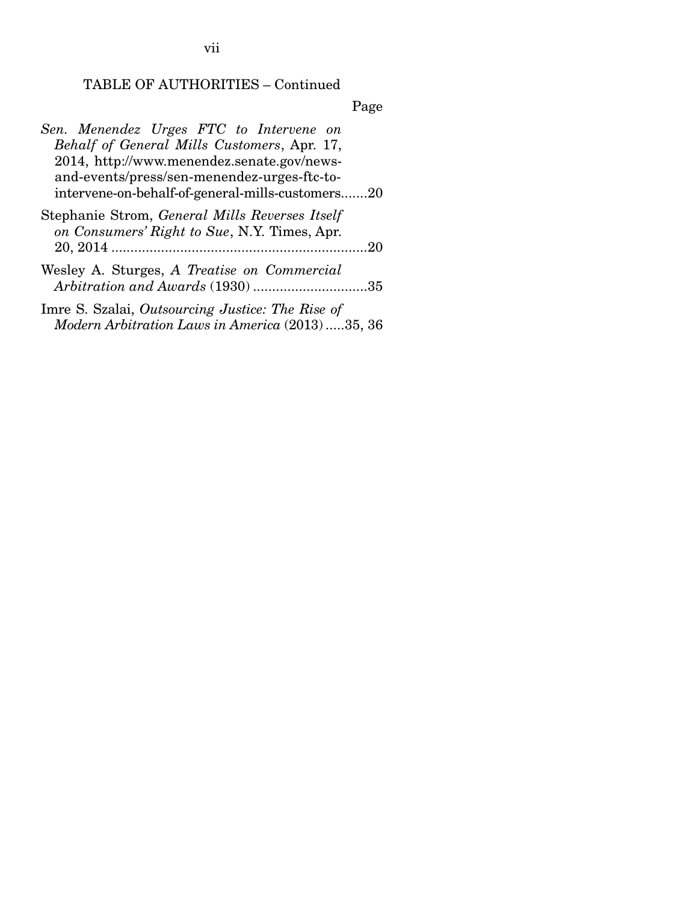TABLE OF AUTHORITIES – Continued

Page

*Sen. Menendez Urges FTC to Intervene on Behalf of General Mills Customers*, Apr. 17, 2014, http://www.menendez.senate.gov/news-and-events/press/sen-menendez-urges-ftc-to-intervene-on-behalf-of-general-mills-customers.......20

Stephanie Strom, *General Mills Reverses Itself on Consumers' Right to Sue*, N.Y. Times, Apr. 20, 2014 ....................................................................20

Wesley A. Sturges, *A Treatise on Commercial Arbitration and Awards* (1930) ..............................35

Imre S. Szalai, *Outsourcing Justice: The Rise of Modern Arbitration Laws in America* (2013) .....35, 36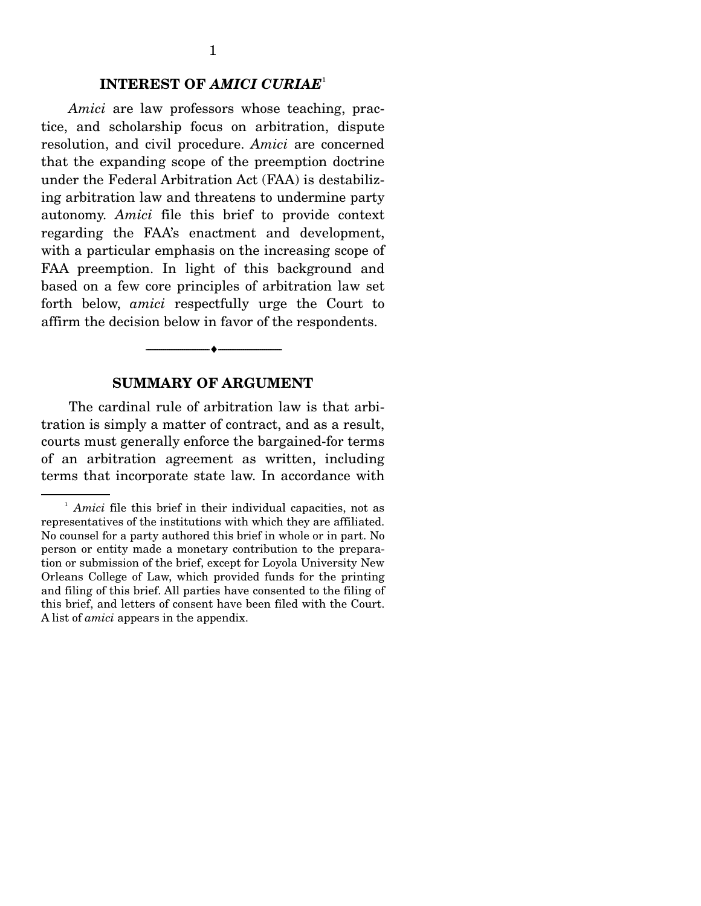## INTEREST OF *AMICI CURIAE*[1]

*Amici* are law professors whose teaching, practice, and scholarship focus on arbitration, dispute resolution, and civil procedure. *Amici* are concerned that the expanding scope of the preemption doctrine under the Federal Arbitration Act (FAA) is destabilizing arbitration law and threatens to undermine party autonomy. *Amici* file this brief to provide context regarding the FAA's enactment and development, with a particular emphasis on the increasing scope of FAA preemption. In light of this background and based on a few core principles of arbitration law set forth below, *amici* respectfully urge the Court to affirm the decision below in favor of the respondents.

---

## SUMMARY OF ARGUMENT

The cardinal rule of arbitration law is that arbitration is simply a matter of contract, and as a result, courts must generally enforce the bargained-for terms of an arbitration agreement as written, including terms that incorporate state law. In accordance with

[1] *Amici* file this brief in their individual capacities, not as representatives of the institutions with which they are affiliated. No counsel for a party authored this brief in whole or in part. No person or entity made a monetary contribution to the preparation or submission of the brief, except for Loyola University New Orleans College of Law, which provided funds for the printing and filing of this brief. All parties have consented to the filing of this brief, and letters of consent have been filed with the Court. A list of *amici* appears in the appendix.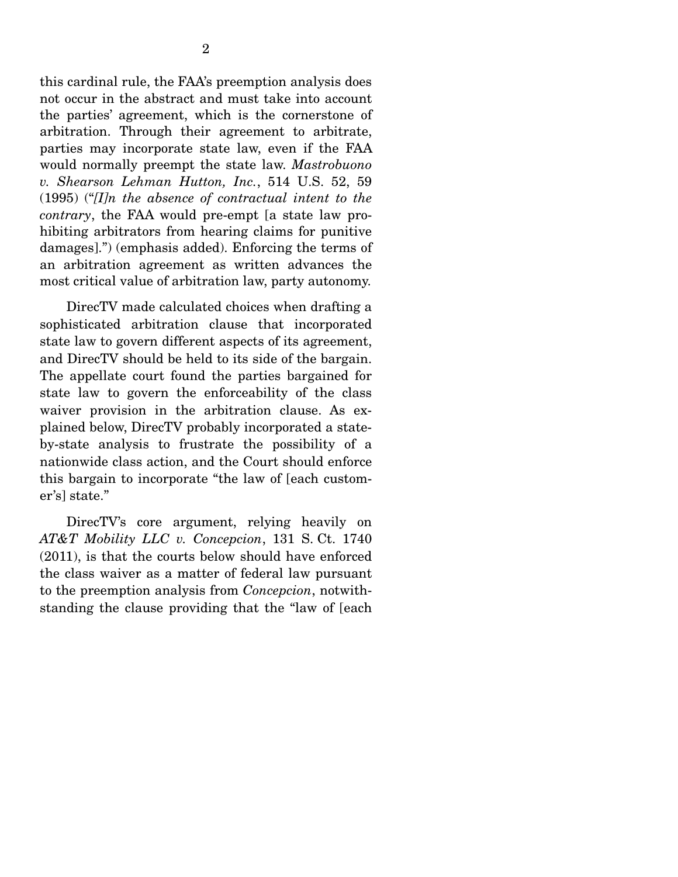this cardinal rule, the FAA's preemption analysis does not occur in the abstract and must take into account the parties' agreement, which is the cornerstone of arbitration. Through their agreement to arbitrate, parties may incorporate state law, even if the FAA would normally preempt the state law. *Mastrobuono v. Shearson Lehman Hutton, Inc.*, 514 U.S. 52, 59 (1995) ("*[I]n the absence of contractual intent to the contrary*, the FAA would pre-empt [a state law prohibiting arbitrators from hearing claims for punitive damages].") (emphasis added). Enforcing the terms of an arbitration agreement as written advances the most critical value of arbitration law, party autonomy.

DirecTV made calculated choices when drafting a sophisticated arbitration clause that incorporated state law to govern different aspects of its agreement, and DirecTV should be held to its side of the bargain. The appellate court found the parties bargained for state law to govern the enforceability of the class waiver provision in the arbitration clause. As explained below, DirecTV probably incorporated a state-by-state analysis to frustrate the possibility of a nationwide class action, and the Court should enforce this bargain to incorporate "the law of [each customer's] state."

DirecTV's core argument, relying heavily on *AT&T Mobility LLC v. Concepcion*, 131 S. Ct. 1740 (2011), is that the courts below should have enforced the class waiver as a matter of federal law pursuant to the preemption analysis from *Concepcion*, notwithstanding the clause providing that the "law of [each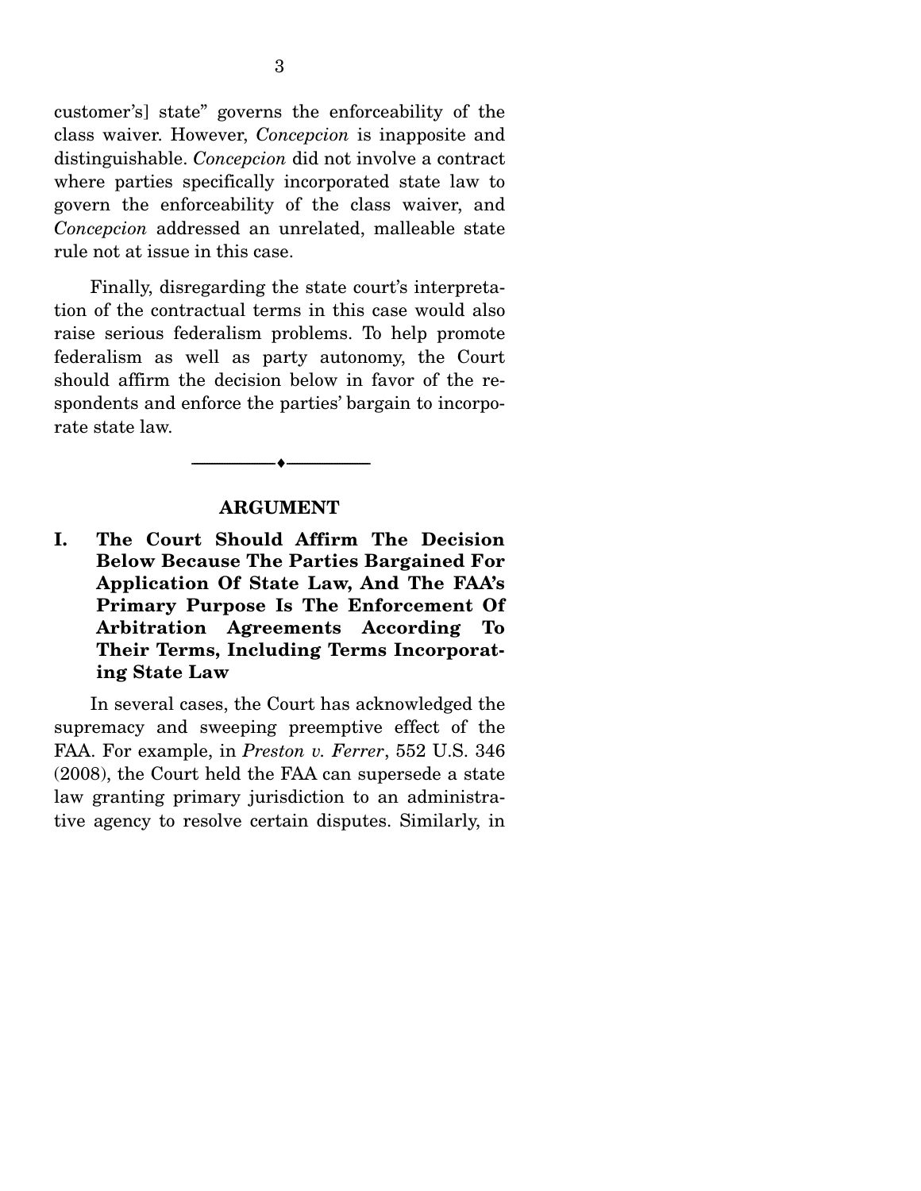customer's] state" governs the enforceability of the class waiver. However, *Concepcion* is inapposite and distinguishable. *Concepcion* did not involve a contract where parties specifically incorporated state law to govern the enforceability of the class waiver, and *Concepcion* addressed an unrelated, malleable state rule not at issue in this case.

Finally, disregarding the state court's interpretation of the contractual terms in this case would also raise serious federalism problems. To help promote federalism as well as party autonomy, the Court should affirm the decision below in favor of the respondents and enforce the parties' bargain to incorporate state law.

---

## ARGUMENT

### I. The Court Should Affirm The Decision Below Because The Parties Bargained For Application Of State Law, And The FAA's Primary Purpose Is The Enforcement Of Arbitration Agreements According To Their Terms, Including Terms Incorporating State Law

In several cases, the Court has acknowledged the supremacy and sweeping preemptive effect of the FAA. For example, in *Preston v. Ferrer*, 552 U.S. 346 (2008), the Court held the FAA can supersede a state law granting primary jurisdiction to an administrative agency to resolve certain disputes. Similarly, in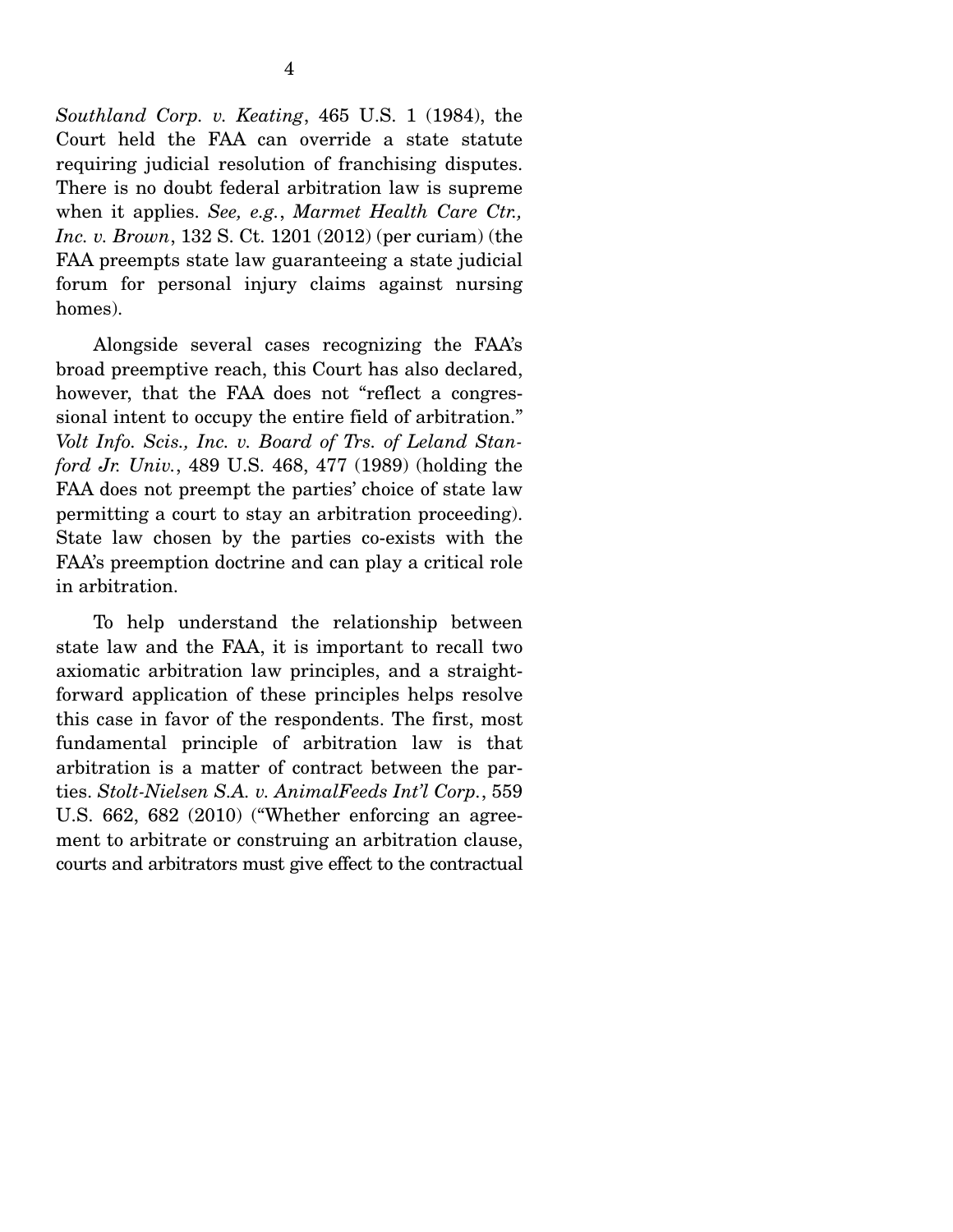*Southland Corp. v. Keating*, 465 U.S. 1 (1984), the Court held the FAA can override a state statute requiring judicial resolution of franchising disputes. There is no doubt federal arbitration law is supreme when it applies. *See, e.g.*, *Marmet Health Care Ctr., Inc. v. Brown*, 132 S. Ct. 1201 (2012) (per curiam) (the FAA preempts state law guaranteeing a state judicial forum for personal injury claims against nursing homes).

Alongside several cases recognizing the FAA's broad preemptive reach, this Court has also declared, however, that the FAA does not "reflect a congressional intent to occupy the entire field of arbitration." *Volt Info. Scis., Inc. v. Board of Trs. of Leland Stanford Jr. Univ.*, 489 U.S. 468, 477 (1989) (holding the FAA does not preempt the parties' choice of state law permitting a court to stay an arbitration proceeding). State law chosen by the parties co-exists with the FAA's preemption doctrine and can play a critical role in arbitration.

To help understand the relationship between state law and the FAA, it is important to recall two axiomatic arbitration law principles, and a straightforward application of these principles helps resolve this case in favor of the respondents. The first, most fundamental principle of arbitration law is that arbitration is a matter of contract between the parties. *Stolt-Nielsen S.A. v. AnimalFeeds Int'l Corp.*, 559 U.S. 662, 682 (2010) ("Whether enforcing an agreement to arbitrate or construing an arbitration clause, courts and arbitrators must give effect to the contractual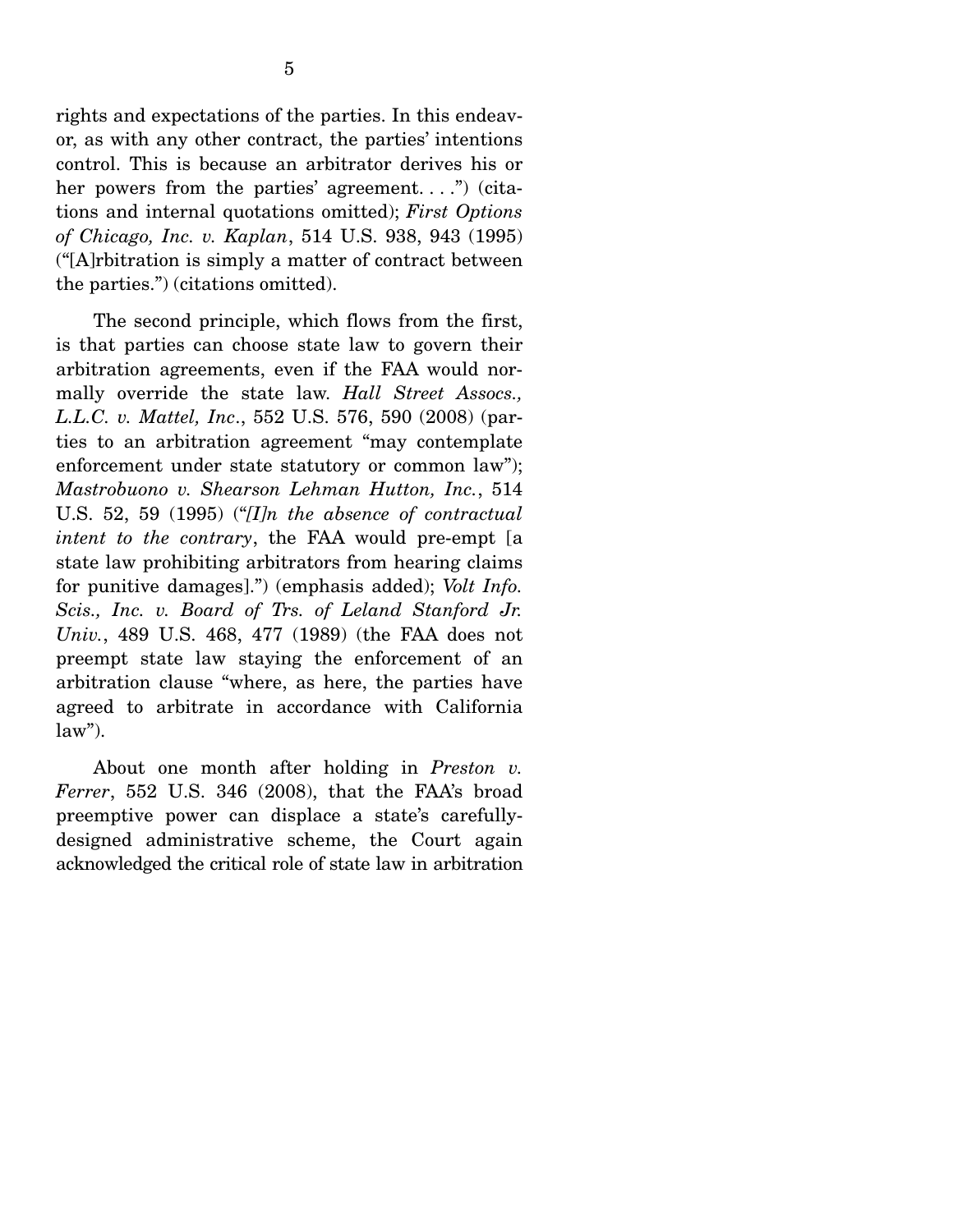rights and expectations of the parties. In this endeavor, as with any other contract, the parties' intentions control. This is because an arbitrator derives his or her powers from the parties' agreement. . . .") (citations and internal quotations omitted); *First Options of Chicago, Inc. v. Kaplan*, 514 U.S. 938, 943 (1995) ("[A]rbitration is simply a matter of contract between the parties.") (citations omitted).

The second principle, which flows from the first, is that parties can choose state law to govern their arbitration agreements, even if the FAA would normally override the state law. *Hall Street Assocs., L.L.C. v. Mattel, Inc.*, 552 U.S. 576, 590 (2008) (parties to an arbitration agreement "may contemplate enforcement under state statutory or common law"); *Mastrobuono v. Shearson Lehman Hutton, Inc.*, 514 U.S. 52, 59 (1995) ("*[I]n the absence of contractual intent to the contrary*, the FAA would pre-empt [a state law prohibiting arbitrators from hearing claims for punitive damages].") (emphasis added); *Volt Info. Scis., Inc. v. Board of Trs. of Leland Stanford Jr. Univ.*, 489 U.S. 468, 477 (1989) (the FAA does not preempt state law staying the enforcement of an arbitration clause "where, as here, the parties have agreed to arbitrate in accordance with California law").

About one month after holding in *Preston v. Ferrer*, 552 U.S. 346 (2008), that the FAA's broad preemptive power can displace a state's carefully-designed administrative scheme, the Court again acknowledged the critical role of state law in arbitration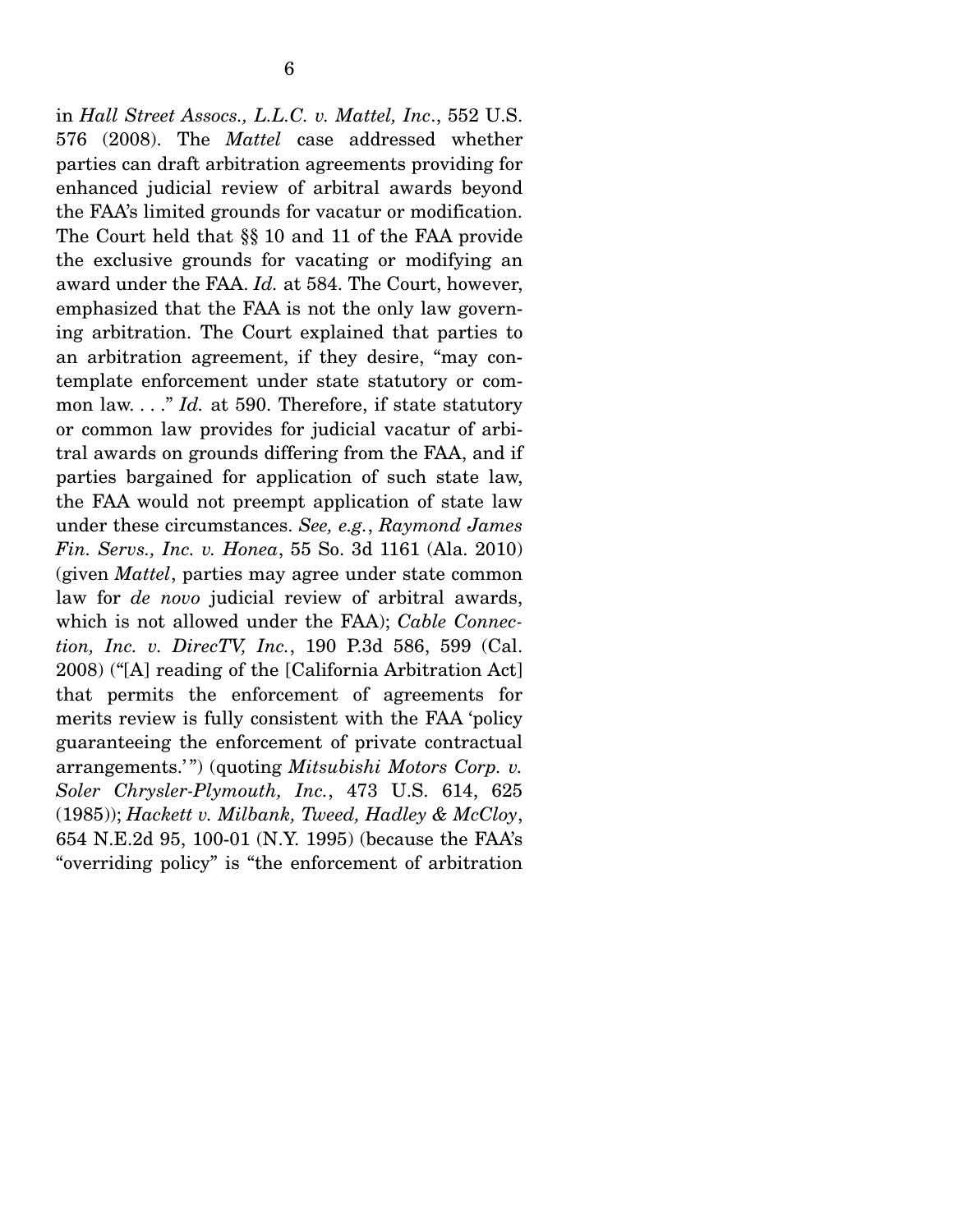in *Hall Street Assocs., L.L.C. v. Mattel, Inc*., 552 U.S. 576 (2008). The *Mattel* case addressed whether parties can draft arbitration agreements providing for enhanced judicial review of arbitral awards beyond the FAA's limited grounds for vacatur or modification. The Court held that §§ 10 and 11 of the FAA provide the exclusive grounds for vacating or modifying an award under the FAA. *Id.* at 584. The Court, however, emphasized that the FAA is not the only law governing arbitration. The Court explained that parties to an arbitration agreement, if they desire, "may contemplate enforcement under state statutory or common law. . . ." *Id.* at 590. Therefore, if state statutory or common law provides for judicial vacatur of arbitral awards on grounds differing from the FAA, and if parties bargained for application of such state law, the FAA would not preempt application of state law under these circumstances. *See, e.g.*, *Raymond James Fin. Servs., Inc. v. Honea*, 55 So. 3d 1161 (Ala. 2010) (given *Mattel*, parties may agree under state common law for *de novo* judicial review of arbitral awards, which is not allowed under the FAA); *Cable Connection, Inc. v. DirecTV, Inc.*, 190 P.3d 586, 599 (Cal. 2008) ("[A] reading of the [California Arbitration Act] that permits the enforcement of agreements for merits review is fully consistent with the FAA 'policy guaranteeing the enforcement of private contractual arrangements.'") (quoting *Mitsubishi Motors Corp. v. Soler Chrysler-Plymouth, Inc.*, 473 U.S. 614, 625 (1985)); *Hackett v. Milbank, Tweed, Hadley & McCloy*, 654 N.E.2d 95, 100-01 (N.Y. 1995) (because the FAA's "overriding policy" is "the enforcement of arbitration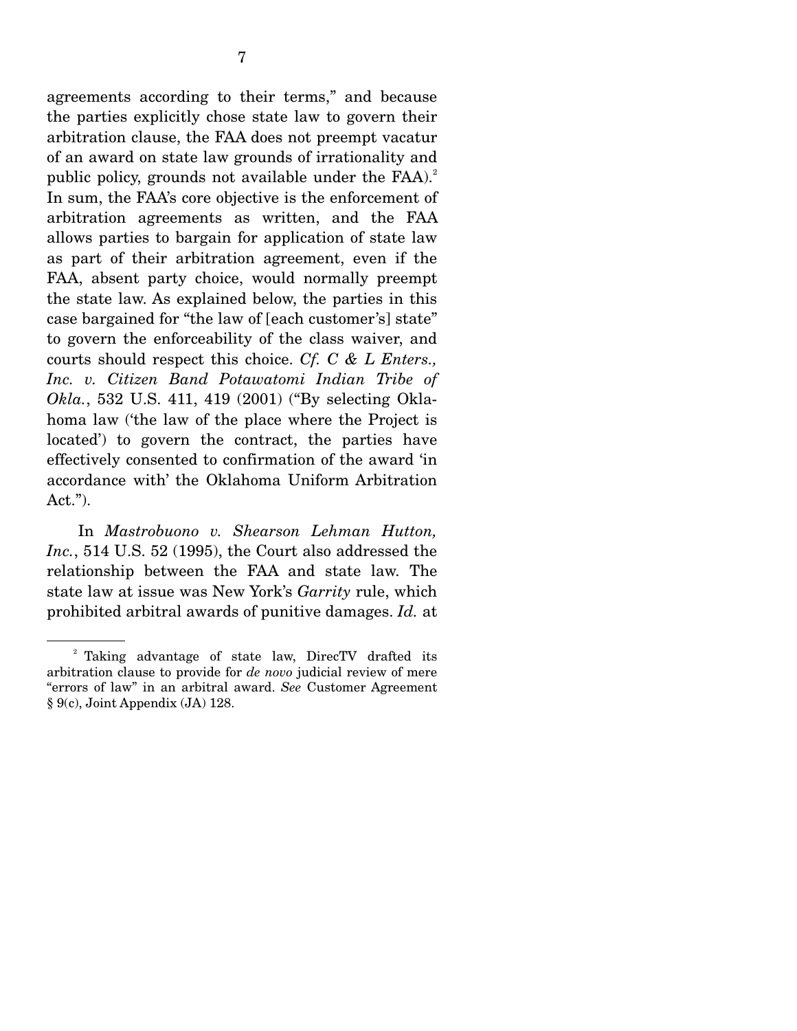agreements according to their terms," and because the parties explicitly chose state law to govern their arbitration clause, the FAA does not preempt vacatur of an award on state law grounds of irrationality and public policy, grounds not available under the FAA).[2] In sum, the FAA's core objective is the enforcement of arbitration agreements as written, and the FAA allows parties to bargain for application of state law as part of their arbitration agreement, even if the FAA, absent party choice, would normally preempt the state law. As explained below, the parties in this case bargained for "the law of [each customer's] state" to govern the enforceability of the class waiver, and courts should respect this choice. *Cf. C & L Enters., Inc. v. Citizen Band Potawatomi Indian Tribe of Okla.*, 532 U.S. 411, 419 (2001) ("By selecting Oklahoma law ('the law of the place where the Project is located') to govern the contract, the parties have effectively consented to confirmation of the award 'in accordance with' the Oklahoma Uniform Arbitration Act.").

In *Mastrobuono v. Shearson Lehman Hutton, Inc.*, 514 U.S. 52 (1995), the Court also addressed the relationship between the FAA and state law. The state law at issue was New York's *Garrity* rule, which prohibited arbitral awards of punitive damages. *Id.* at

---

[2] Taking advantage of state law, DirecTV drafted its arbitration clause to provide for *de novo* judicial review of mere "errors of law" in an arbitral award. *See* Customer Agreement § 9(c), Joint Appendix (JA) 128.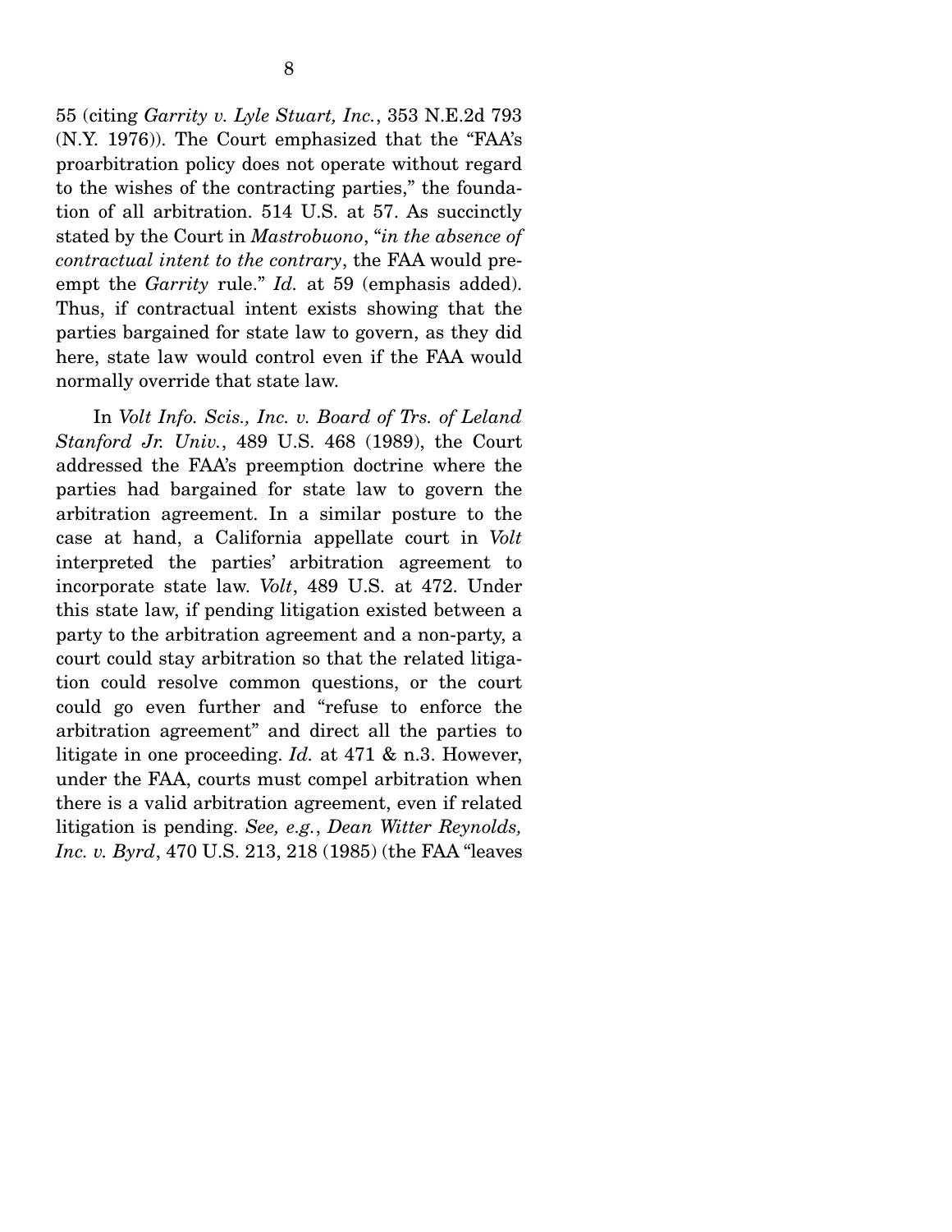55 (citing *Garrity v. Lyle Stuart, Inc.*, 353 N.E.2d 793 (N.Y. 1976)). The Court emphasized that the "FAA's proarbitration policy does not operate without regard to the wishes of the contracting parties," the foundation of all arbitration. 514 U.S. at 57. As succinctly stated by the Court in *Mastrobuono*, "*in the absence of contractual intent to the contrary*, the FAA would preempt the *Garrity* rule." *Id.* at 59 (emphasis added). Thus, if contractual intent exists showing that the parties bargained for state law to govern, as they did here, state law would control even if the FAA would normally override that state law.

In *Volt Info. Scis., Inc. v. Board of Trs. of Leland Stanford Jr. Univ.*, 489 U.S. 468 (1989), the Court addressed the FAA's preemption doctrine where the parties had bargained for state law to govern the arbitration agreement. In a similar posture to the case at hand, a California appellate court in *Volt* interpreted the parties' arbitration agreement to incorporate state law. *Volt*, 489 U.S. at 472. Under this state law, if pending litigation existed between a party to the arbitration agreement and a non-party, a court could stay arbitration so that the related litigation could resolve common questions, or the court could go even further and "refuse to enforce the arbitration agreement" and direct all the parties to litigate in one proceeding. *Id.* at 471 & n.3. However, under the FAA, courts must compel arbitration when there is a valid arbitration agreement, even if related litigation is pending. *See, e.g.*, *Dean Witter Reynolds, Inc. v. Byrd*, 470 U.S. 213, 218 (1985) (the FAA "leaves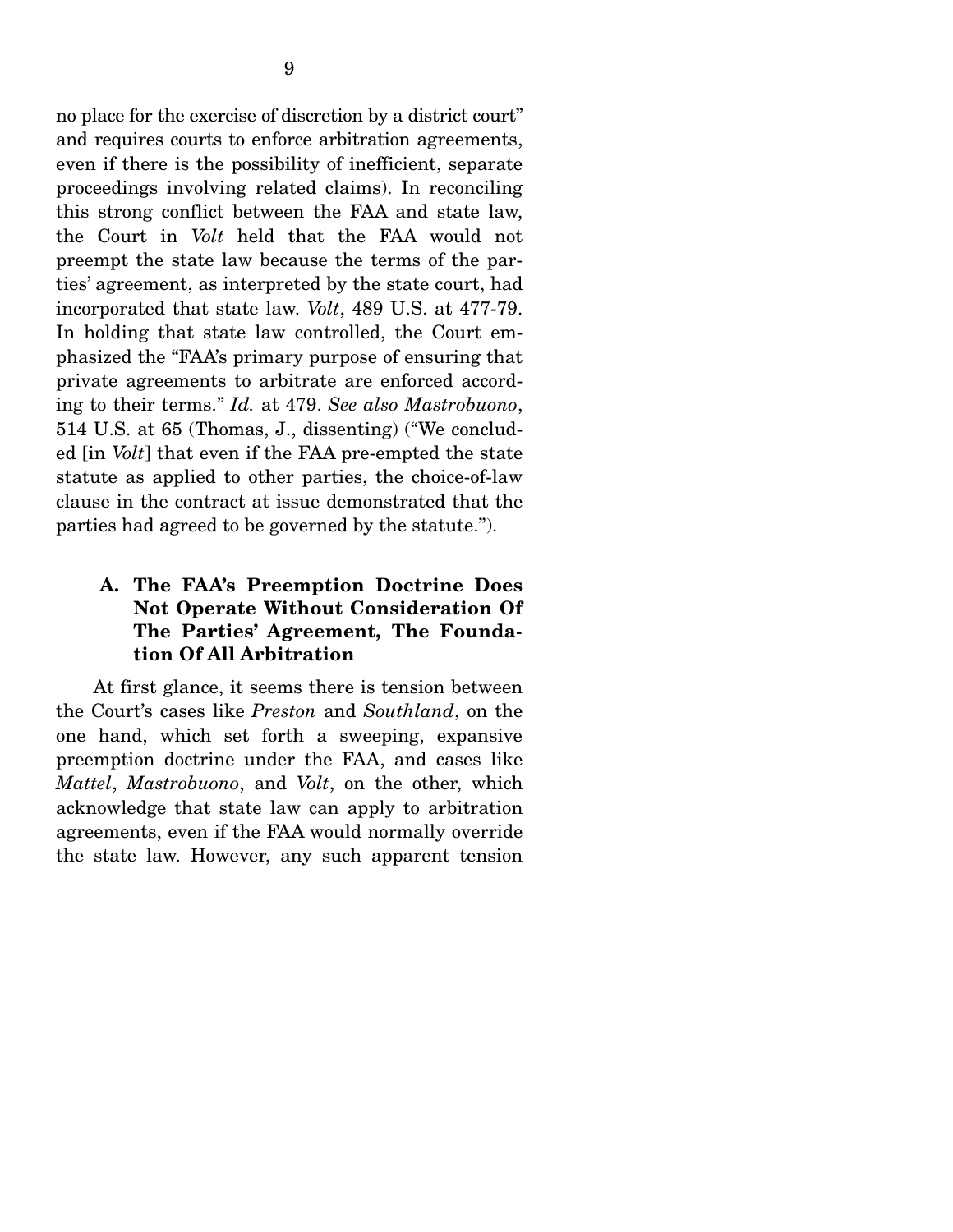no place for the exercise of discretion by a district court" and requires courts to enforce arbitration agreements, even if there is the possibility of inefficient, separate proceedings involving related claims). In reconciling this strong conflict between the FAA and state law, the Court in *Volt* held that the FAA would not preempt the state law because the terms of the parties' agreement, as interpreted by the state court, had incorporated that state law. *Volt*, 489 U.S. at 477-79. In holding that state law controlled, the Court emphasized the "FAA's primary purpose of ensuring that private agreements to arbitrate are enforced according to their terms." *Id.* at 479. *See also Mastrobuono*, 514 U.S. at 65 (Thomas, J., dissenting) ("We concluded [in *Volt*] that even if the FAA pre-empted the state statute as applied to other parties, the choice-of-law clause in the contract at issue demonstrated that the parties had agreed to be governed by the statute.").

### A. The FAA's Preemption Doctrine Does Not Operate Without Consideration Of The Parties' Agreement, The Foundation Of All Arbitration

At first glance, it seems there is tension between the Court's cases like *Preston* and *Southland*, on the one hand, which set forth a sweeping, expansive preemption doctrine under the FAA, and cases like *Mattel*, *Mastrobuono*, and *Volt*, on the other, which acknowledge that state law can apply to arbitration agreements, even if the FAA would normally override the state law. However, any such apparent tension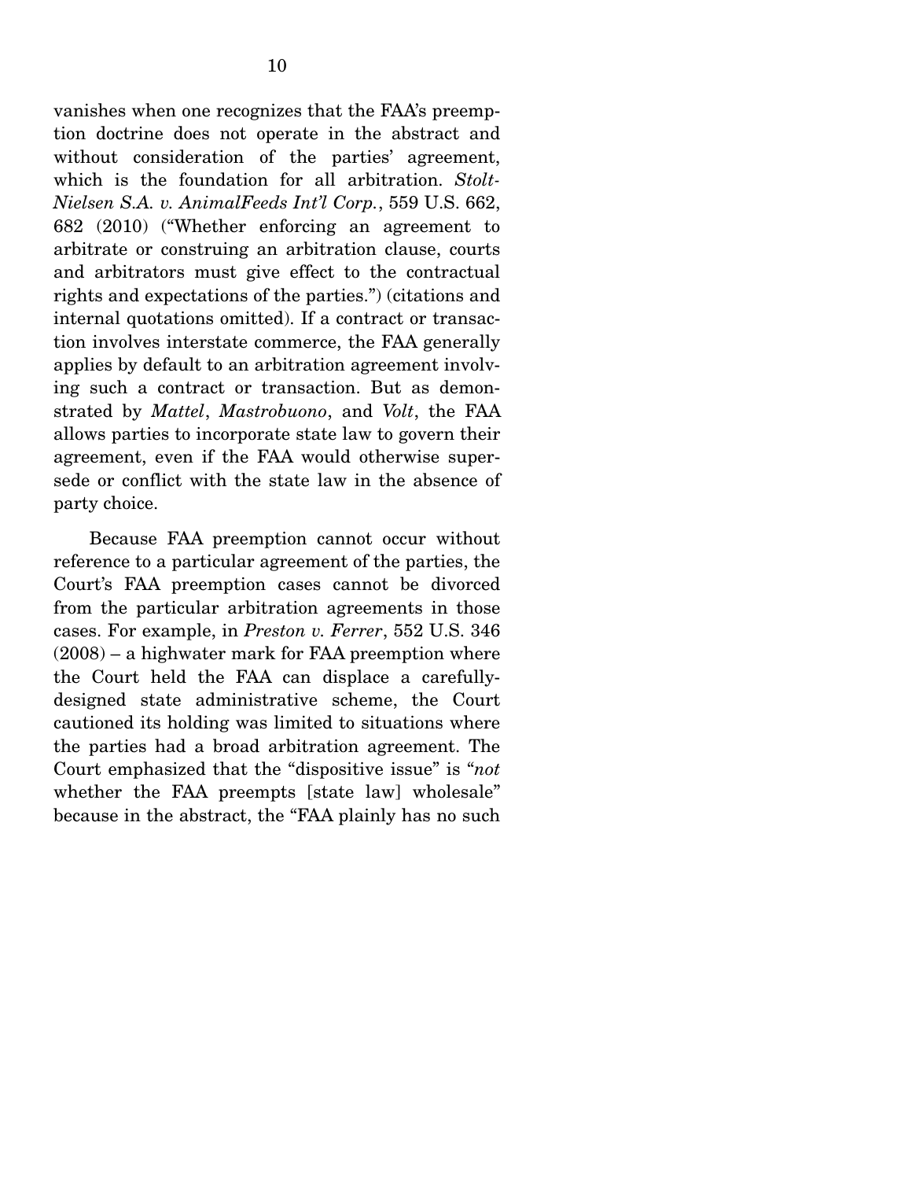vanishes when one recognizes that the FAA's preemption doctrine does not operate in the abstract and without consideration of the parties' agreement, which is the foundation for all arbitration. *Stolt-Nielsen S.A. v. AnimalFeeds Int'l Corp.*, 559 U.S. 662, 682 (2010) ("Whether enforcing an agreement to arbitrate or construing an arbitration clause, courts and arbitrators must give effect to the contractual rights and expectations of the parties.") (citations and internal quotations omitted). If a contract or transaction involves interstate commerce, the FAA generally applies by default to an arbitration agreement involving such a contract or transaction. But as demonstrated by *Mattel*, *Mastrobuono*, and *Volt*, the FAA allows parties to incorporate state law to govern their agreement, even if the FAA would otherwise supersede or conflict with the state law in the absence of party choice.

Because FAA preemption cannot occur without reference to a particular agreement of the parties, the Court's FAA preemption cases cannot be divorced from the particular arbitration agreements in those cases. For example, in *Preston v. Ferrer*, 552 U.S. 346 (2008) – a highwater mark for FAA preemption where the Court held the FAA can displace a carefully-designed state administrative scheme, the Court cautioned its holding was limited to situations where the parties had a broad arbitration agreement. The Court emphasized that the "dispositive issue" is "*not* whether the FAA preempts [state law] wholesale" because in the abstract, the "FAA plainly has no such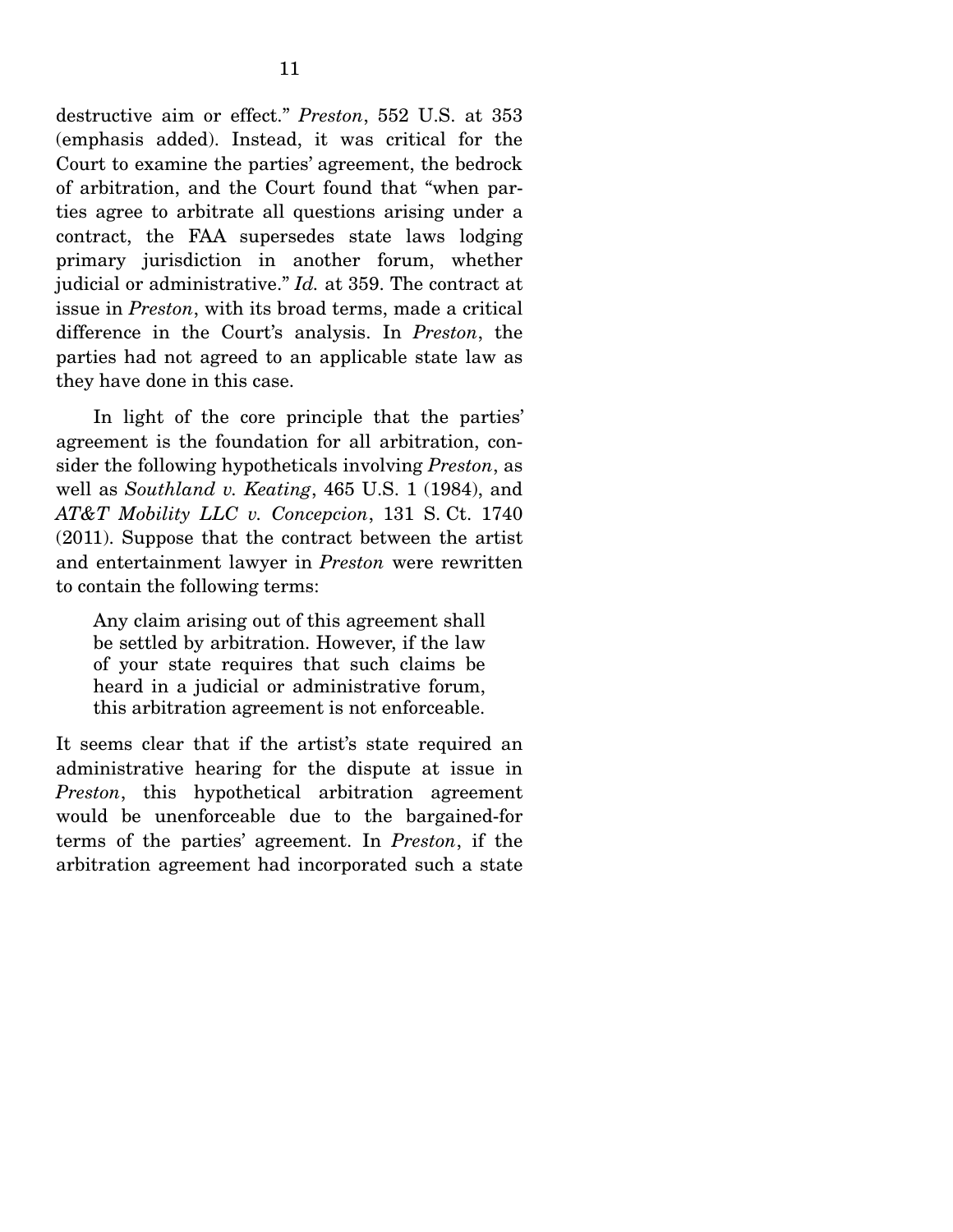destructive aim or effect." *Preston*, 552 U.S. at 353 (emphasis added). Instead, it was critical for the Court to examine the parties' agreement, the bedrock of arbitration, and the Court found that "when parties agree to arbitrate all questions arising under a contract, the FAA supersedes state laws lodging primary jurisdiction in another forum, whether judicial or administrative." *Id.* at 359. The contract at issue in *Preston*, with its broad terms, made a critical difference in the Court's analysis. In *Preston*, the parties had not agreed to an applicable state law as they have done in this case.

In light of the core principle that the parties' agreement is the foundation for all arbitration, consider the following hypotheticals involving *Preston*, as well as *Southland v. Keating*, 465 U.S. 1 (1984), and *AT&T Mobility LLC v. Concepcion*, 131 S. Ct. 1740 (2011). Suppose that the contract between the artist and entertainment lawyer in *Preston* were rewritten to contain the following terms:

> Any claim arising out of this agreement shall be settled by arbitration. However, if the law of your state requires that such claims be heard in a judicial or administrative forum, this arbitration agreement is not enforceable.

It seems clear that if the artist's state required an administrative hearing for the dispute at issue in *Preston*, this hypothetical arbitration agreement would be unenforceable due to the bargained-for terms of the parties' agreement. In *Preston*, if the arbitration agreement had incorporated such a state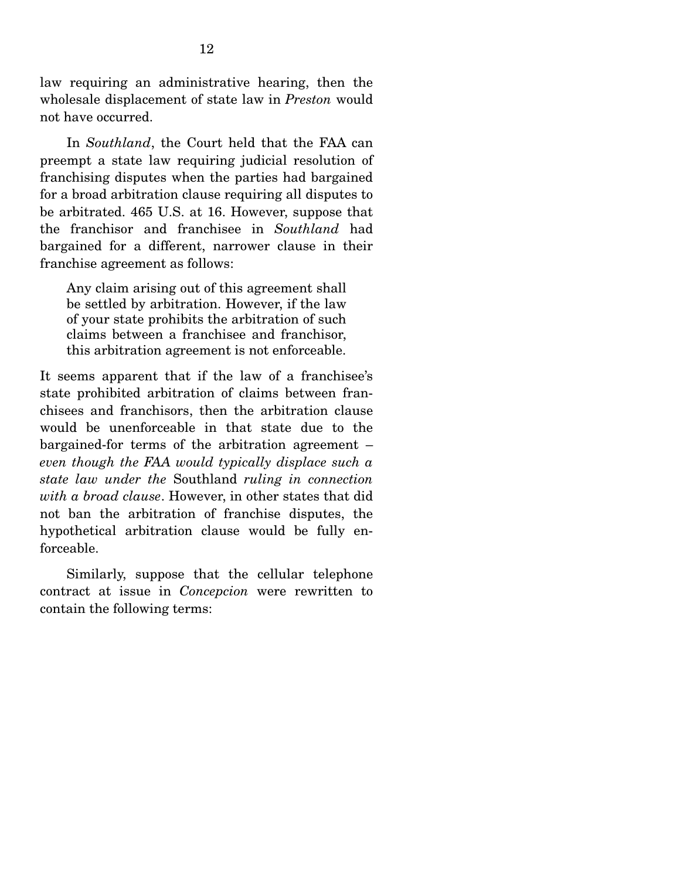law requiring an administrative hearing, then the wholesale displacement of state law in *Preston* would not have occurred.

In *Southland*, the Court held that the FAA can preempt a state law requiring judicial resolution of franchising disputes when the parties had bargained for a broad arbitration clause requiring all disputes to be arbitrated. 465 U.S. at 16. However, suppose that the franchisor and franchisee in *Southland* had bargained for a different, narrower clause in their franchise agreement as follows:

> Any claim arising out of this agreement shall be settled by arbitration. However, if the law of your state prohibits the arbitration of such claims between a franchisee and franchisor, this arbitration agreement is not enforceable.

It seems apparent that if the law of a franchisee's state prohibited arbitration of claims between franchisees and franchisors, then the arbitration clause would be unenforceable in that state due to the bargained-for terms of the arbitration agreement – *even though the FAA would typically displace such a state law under the* Southland *ruling in connection with a broad clause*. However, in other states that did not ban the arbitration of franchise disputes, the hypothetical arbitration clause would be fully enforceable.

Similarly, suppose that the cellular telephone contract at issue in *Concepcion* were rewritten to contain the following terms: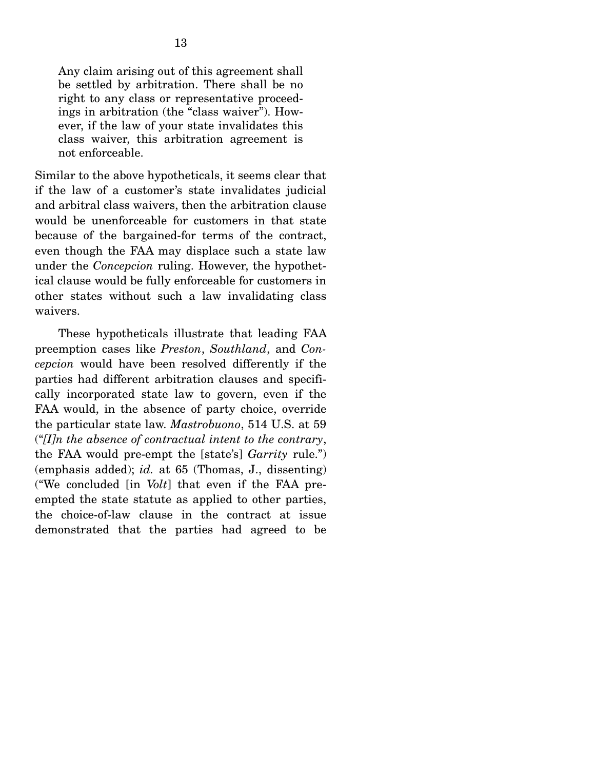> Any claim arising out of this agreement shall be settled by arbitration. There shall be no right to any class or representative proceedings in arbitration (the "class waiver"). However, if the law of your state invalidates this class waiver, this arbitration agreement is not enforceable.

Similar to the above hypotheticals, it seems clear that if the law of a customer's state invalidates judicial and arbitral class waivers, then the arbitration clause would be unenforceable for customers in that state because of the bargained-for terms of the contract, even though the FAA may displace such a state law under the *Concepcion* ruling. However, the hypothetical clause would be fully enforceable for customers in other states without such a law invalidating class waivers.

These hypotheticals illustrate that leading FAA preemption cases like *Preston*, *Southland*, and *Concepcion* would have been resolved differently if the parties had different arbitration clauses and specifically incorporated state law to govern, even if the FAA would, in the absence of party choice, override the particular state law. *Mastrobuono*, 514 U.S. at 59 ("*[I]n the absence of contractual intent to the contrary*, the FAA would pre-empt the [state's] *Garrity* rule.") (emphasis added); *id.* at 65 (Thomas, J., dissenting) ("We concluded [in *Volt*] that even if the FAA preempted the state statute as applied to other parties, the choice-of-law clause in the contract at issue demonstrated that the parties had agreed to be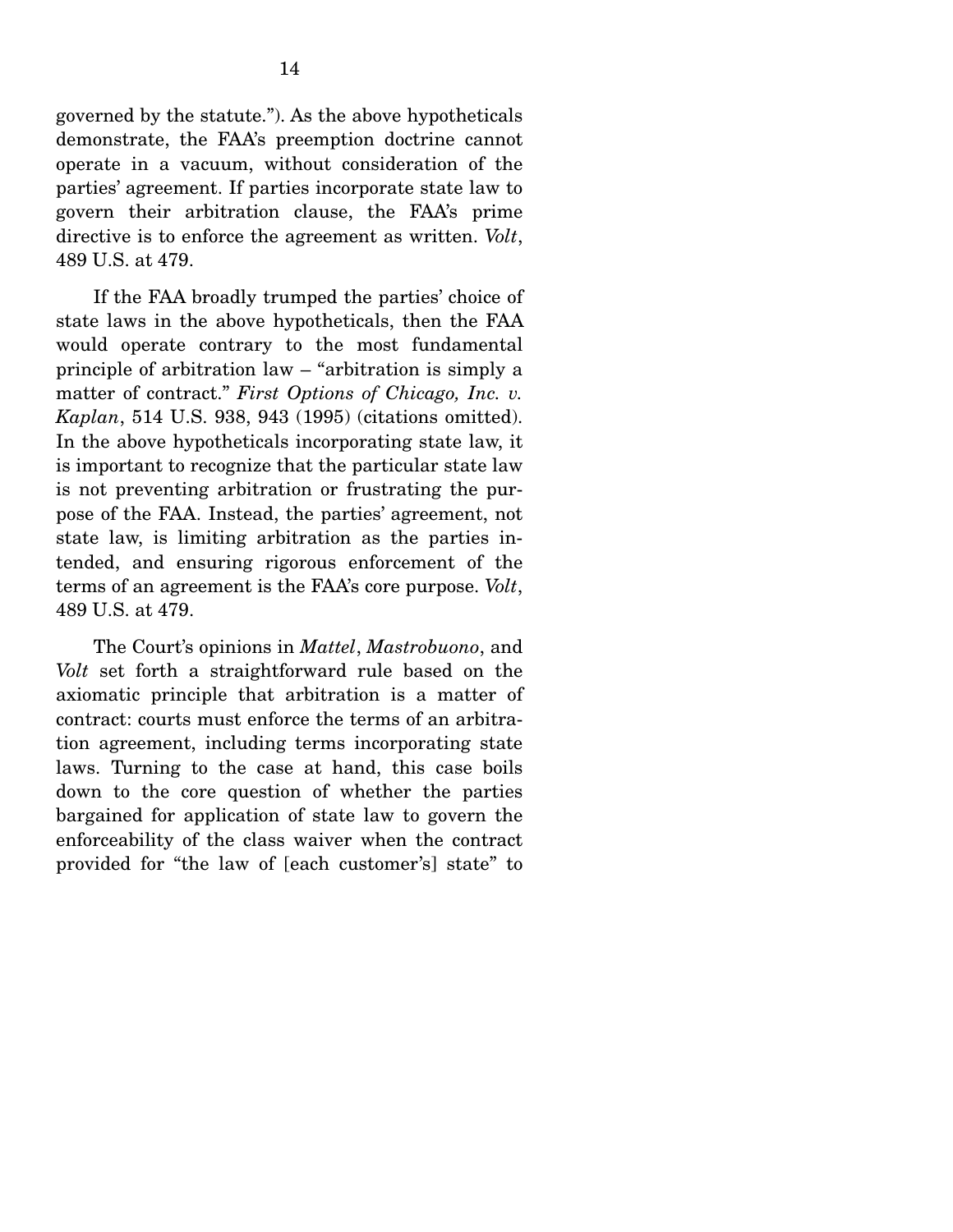governed by the statute."). As the above hypotheticals demonstrate, the FAA's preemption doctrine cannot operate in a vacuum, without consideration of the parties' agreement. If parties incorporate state law to govern their arbitration clause, the FAA's prime directive is to enforce the agreement as written. *Volt*, 489 U.S. at 479.

If the FAA broadly trumped the parties' choice of state laws in the above hypotheticals, then the FAA would operate contrary to the most fundamental principle of arbitration law – "arbitration is simply a matter of contract." *First Options of Chicago, Inc. v. Kaplan*, 514 U.S. 938, 943 (1995) (citations omitted). In the above hypotheticals incorporating state law, it is important to recognize that the particular state law is not preventing arbitration or frustrating the purpose of the FAA. Instead, the parties' agreement, not state law, is limiting arbitration as the parties intended, and ensuring rigorous enforcement of the terms of an agreement is the FAA's core purpose. *Volt*, 489 U.S. at 479.

The Court's opinions in *Mattel*, *Mastrobuono*, and *Volt* set forth a straightforward rule based on the axiomatic principle that arbitration is a matter of contract: courts must enforce the terms of an arbitration agreement, including terms incorporating state laws. Turning to the case at hand, this case boils down to the core question of whether the parties bargained for application of state law to govern the enforceability of the class waiver when the contract provided for "the law of [each customer's] state" to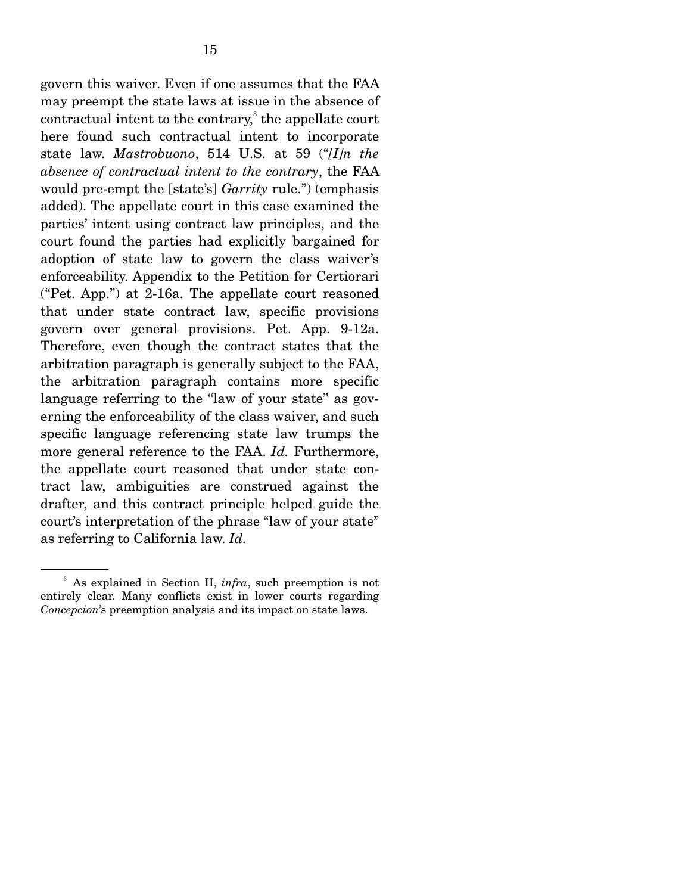govern this waiver. Even if one assumes that the FAA may preempt the state laws at issue in the absence of contractual intent to the contrary,[3] the appellate court here found such contractual intent to incorporate state law. *Mastrobuono*, 514 U.S. at 59 ("*[I]n the absence of contractual intent to the contrary*, the FAA would pre-empt the [state's] *Garrity* rule.") (emphasis added). The appellate court in this case examined the parties' intent using contract law principles, and the court found the parties had explicitly bargained for adoption of state law to govern the class waiver's enforceability. Appendix to the Petition for Certiorari ("Pet. App.") at 2-16a. The appellate court reasoned that under state contract law, specific provisions govern over general provisions. Pet. App. 9-12a. Therefore, even though the contract states that the arbitration paragraph is generally subject to the FAA, the arbitration paragraph contains more specific language referring to the "law of your state" as governing the enforceability of the class waiver, and such specific language referencing state law trumps the more general reference to the FAA. *Id.* Furthermore, the appellate court reasoned that under state contract law, ambiguities are construed against the drafter, and this contract principle helped guide the court's interpretation of the phrase "law of your state" as referring to California law. *Id.*

---

[3] As explained in Section II, *infra*, such preemption is not entirely clear. Many conflicts exist in lower courts regarding *Concepcion*'s preemption analysis and its impact on state laws.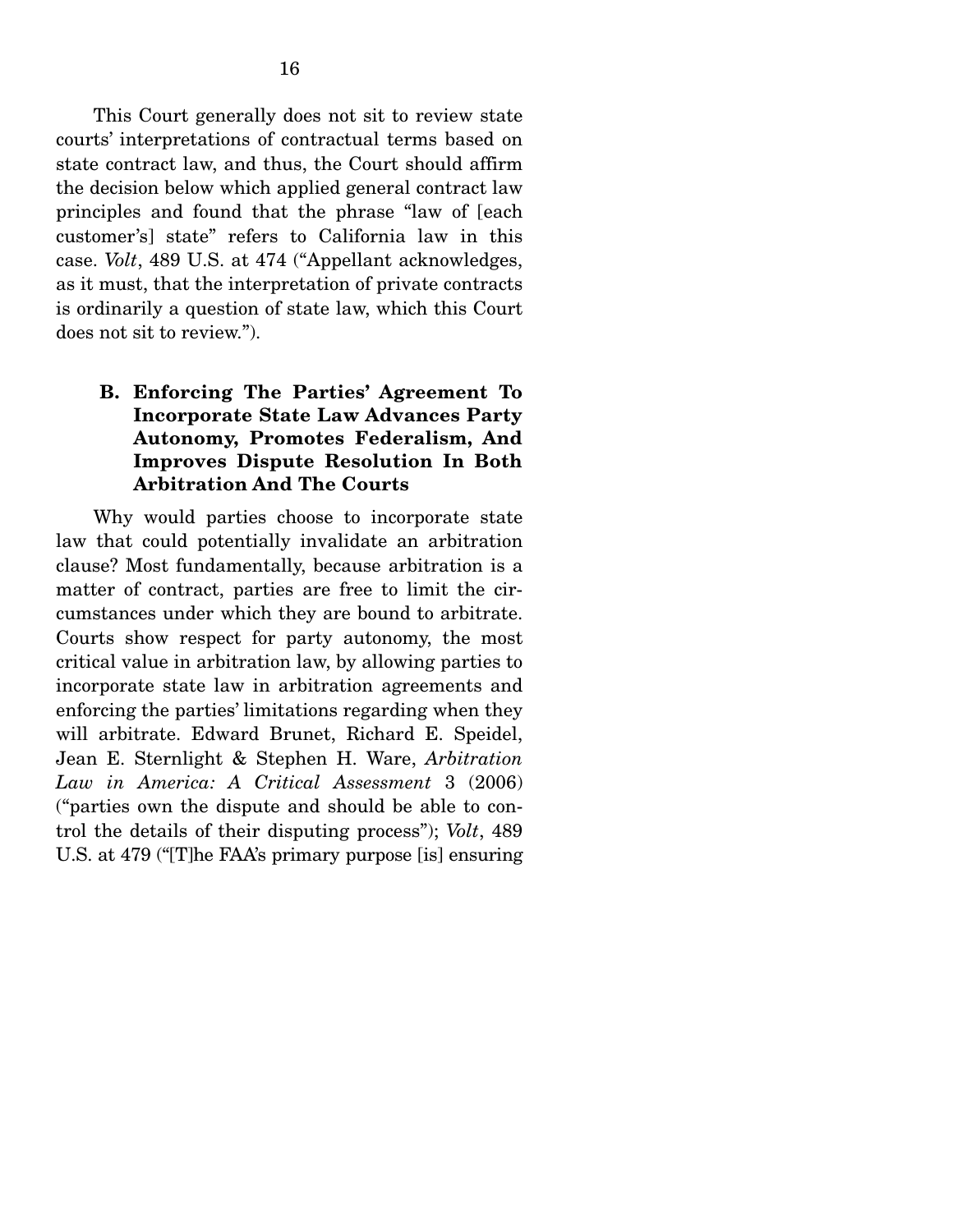This Court generally does not sit to review state courts' interpretations of contractual terms based on state contract law, and thus, the Court should affirm the decision below which applied general contract law principles and found that the phrase "law of [each customer's] state" refers to California law in this case. *Volt*, 489 U.S. at 474 ("Appellant acknowledges, as it must, that the interpretation of private contracts is ordinarily a question of state law, which this Court does not sit to review.").

### B. Enforcing The Parties' Agreement To Incorporate State Law Advances Party Autonomy, Promotes Federalism, And Improves Dispute Resolution In Both Arbitration And The Courts

Why would parties choose to incorporate state law that could potentially invalidate an arbitration clause? Most fundamentally, because arbitration is a matter of contract, parties are free to limit the circumstances under which they are bound to arbitrate. Courts show respect for party autonomy, the most critical value in arbitration law, by allowing parties to incorporate state law in arbitration agreements and enforcing the parties' limitations regarding when they will arbitrate. Edward Brunet, Richard E. Speidel, Jean E. Sternlight & Stephen H. Ware, *Arbitration Law in America: A Critical Assessment* 3 (2006) ("parties own the dispute and should be able to control the details of their disputing process"); *Volt*, 489 U.S. at 479 ("[T]he FAA's primary purpose [is] ensuring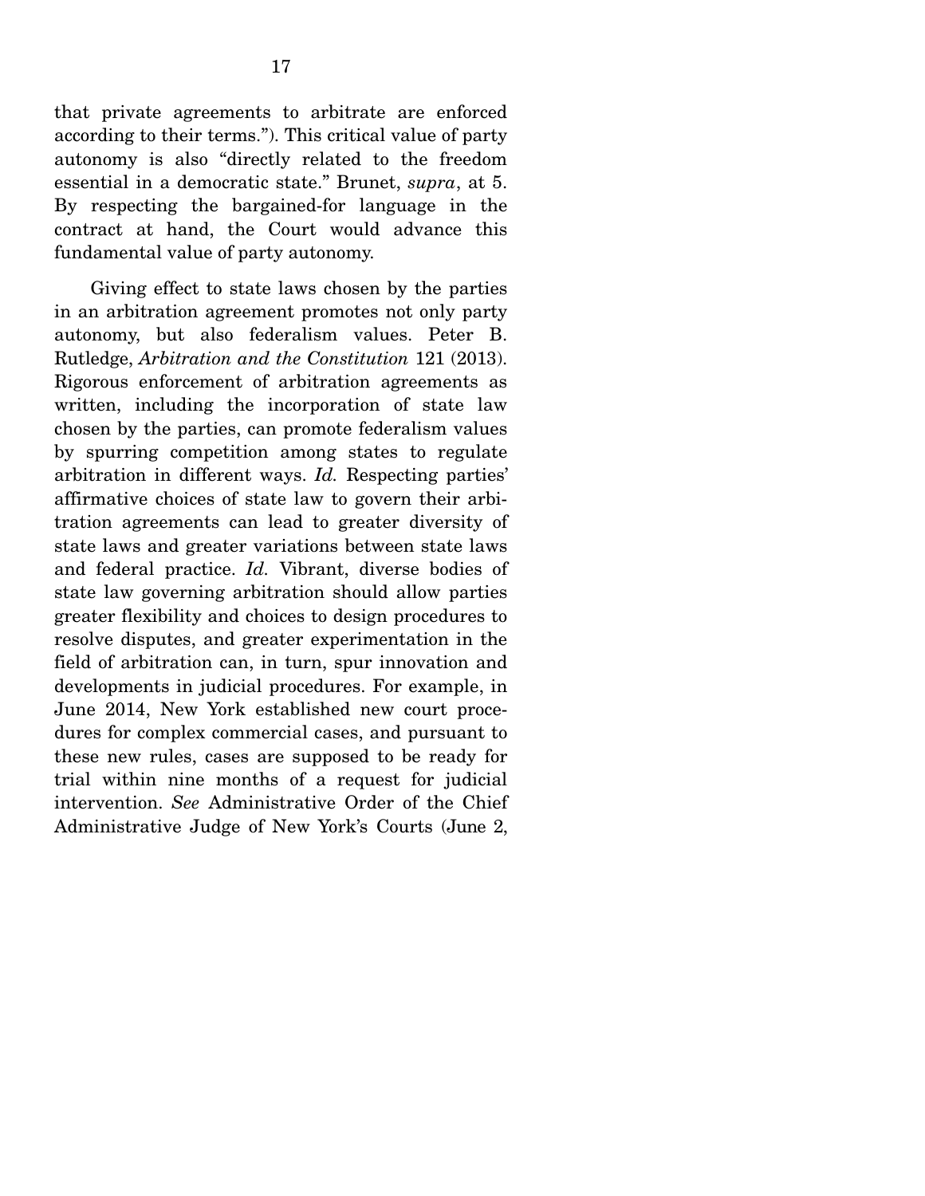that private agreements to arbitrate are enforced according to their terms."). This critical value of party autonomy is also "directly related to the freedom essential in a democratic state." Brunet, *supra*, at 5. By respecting the bargained-for language in the contract at hand, the Court would advance this fundamental value of party autonomy.

Giving effect to state laws chosen by the parties in an arbitration agreement promotes not only party autonomy, but also federalism values. Peter B. Rutledge, *Arbitration and the Constitution* 121 (2013). Rigorous enforcement of arbitration agreements as written, including the incorporation of state law chosen by the parties, can promote federalism values by spurring competition among states to regulate arbitration in different ways. *Id.* Respecting parties' affirmative choices of state law to govern their arbitration agreements can lead to greater diversity of state laws and greater variations between state laws and federal practice. *Id.* Vibrant, diverse bodies of state law governing arbitration should allow parties greater flexibility and choices to design procedures to resolve disputes, and greater experimentation in the field of arbitration can, in turn, spur innovation and developments in judicial procedures. For example, in June 2014, New York established new court procedures for complex commercial cases, and pursuant to these new rules, cases are supposed to be ready for trial within nine months of a request for judicial intervention. *See* Administrative Order of the Chief Administrative Judge of New York's Courts (June 2,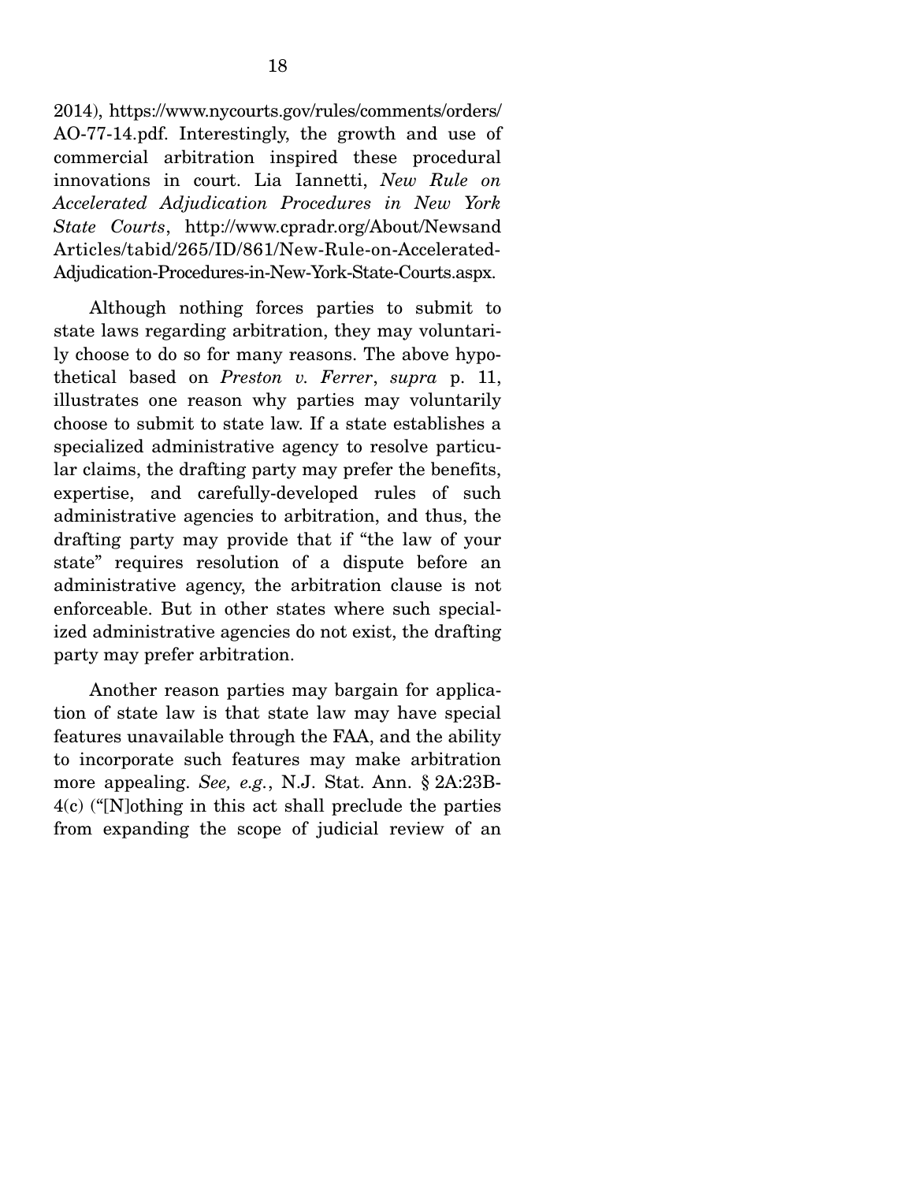2014), https://www.nycourts.gov/rules/comments/orders/AO-77-14.pdf. Interestingly, the growth and use of commercial arbitration inspired these procedural innovations in court. Lia Iannetti, *New Rule on Accelerated Adjudication Procedures in New York State Courts*, http://www.cpradr.org/About/NewsandArticles/tabid/265/ID/861/New-Rule-on-Accelerated-Adjudication-Procedures-in-New-York-State-Courts.aspx.

Although nothing forces parties to submit to state laws regarding arbitration, they may voluntarily choose to do so for many reasons. The above hypothetical based on *Preston v. Ferrer*, *supra* p. 11, illustrates one reason why parties may voluntarily choose to submit to state law. If a state establishes a specialized administrative agency to resolve particular claims, the drafting party may prefer the benefits, expertise, and carefully-developed rules of such administrative agencies to arbitration, and thus, the drafting party may provide that if "the law of your state" requires resolution of a dispute before an administrative agency, the arbitration clause is not enforceable. But in other states where such specialized administrative agencies do not exist, the drafting party may prefer arbitration.

Another reason parties may bargain for application of state law is that state law may have special features unavailable through the FAA, and the ability to incorporate such features may make arbitration more appealing. *See, e.g.*, N.J. Stat. Ann. § 2A:23B-4(c) ("[N]othing in this act shall preclude the parties from expanding the scope of judicial review of an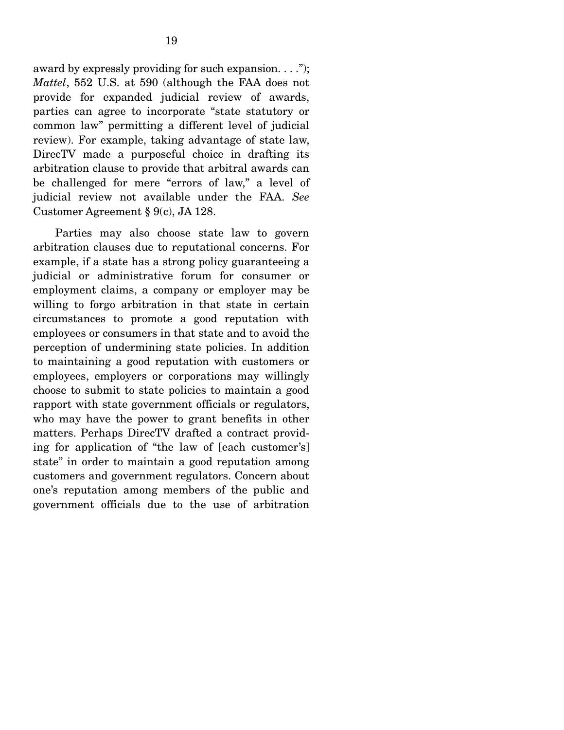award by expressly providing for such expansion. . . ."); *Mattel*, 552 U.S. at 590 (although the FAA does not provide for expanded judicial review of awards, parties can agree to incorporate "state statutory or common law" permitting a different level of judicial review). For example, taking advantage of state law, DirecTV made a purposeful choice in drafting its arbitration clause to provide that arbitral awards can be challenged for mere "errors of law," a level of judicial review not available under the FAA. *See* Customer Agreement § 9(c), JA 128.

Parties may also choose state law to govern arbitration clauses due to reputational concerns. For example, if a state has a strong policy guaranteeing a judicial or administrative forum for consumer or employment claims, a company or employer may be willing to forgo arbitration in that state in certain circumstances to promote a good reputation with employees or consumers in that state and to avoid the perception of undermining state policies. In addition to maintaining a good reputation with customers or employees, employers or corporations may willingly choose to submit to state policies to maintain a good rapport with state government officials or regulators, who may have the power to grant benefits in other matters. Perhaps DirecTV drafted a contract providing for application of "the law of [each customer's] state" in order to maintain a good reputation among customers and government regulators. Concern about one's reputation among members of the public and government officials due to the use of arbitration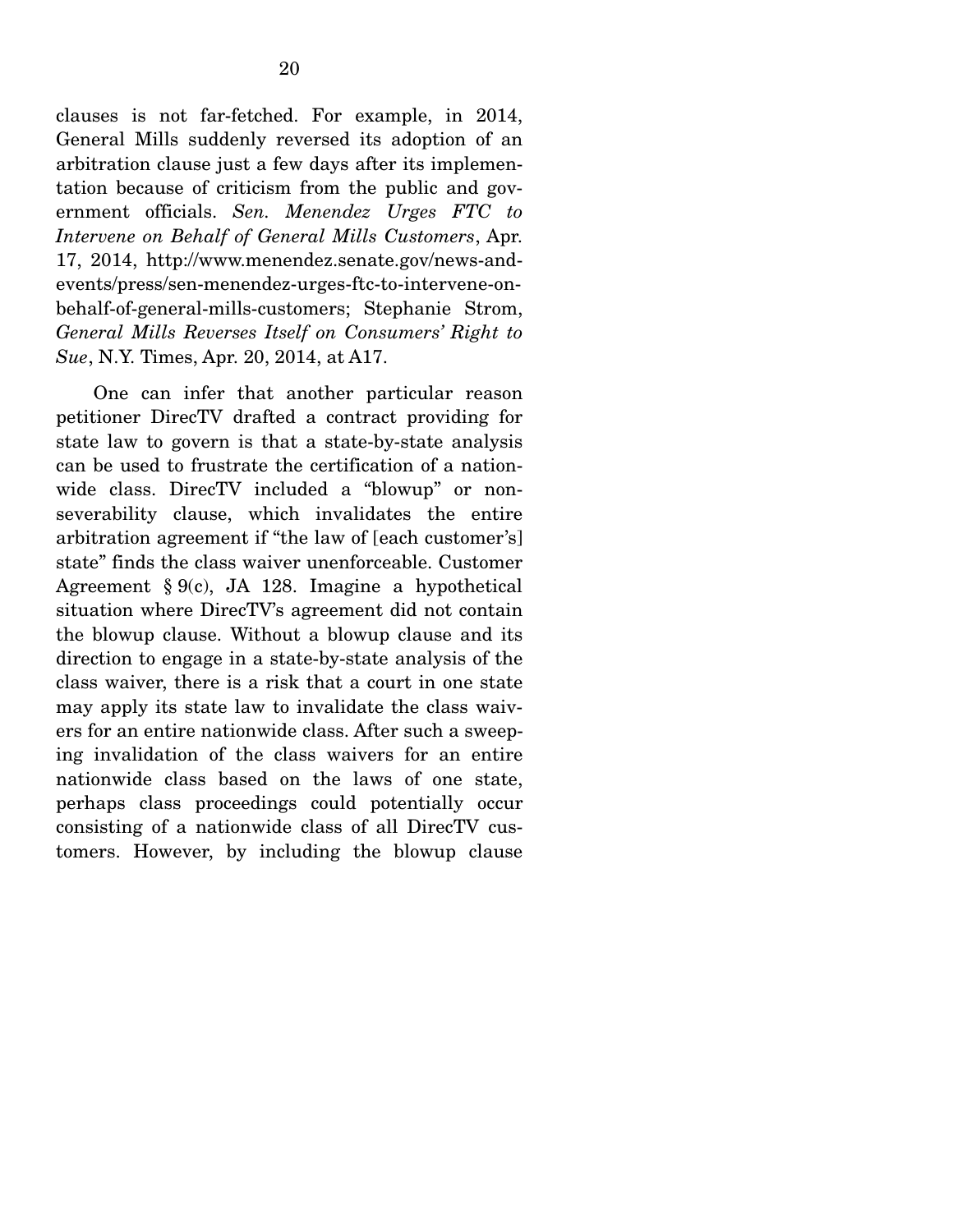clauses is not far-fetched. For example, in 2014, General Mills suddenly reversed its adoption of an arbitration clause just a few days after its implementation because of criticism from the public and government officials. *Sen. Menendez Urges FTC to Intervene on Behalf of General Mills Customers*, Apr. 17, 2014, http://www.menendez.senate.gov/news-and-events/press/sen-menendez-urges-ftc-to-intervene-on-behalf-of-general-mills-customers; Stephanie Strom, *General Mills Reverses Itself on Consumers' Right to Sue*, N.Y. Times, Apr. 20, 2014, at A17.

One can infer that another particular reason petitioner DirecTV drafted a contract providing for state law to govern is that a state-by-state analysis can be used to frustrate the certification of a nationwide class. DirecTV included a "blowup" or non-severability clause, which invalidates the entire arbitration agreement if "the law of [each customer's] state" finds the class waiver unenforceable. Customer Agreement § 9(c), JA 128. Imagine a hypothetical situation where DirecTV's agreement did not contain the blowup clause. Without a blowup clause and its direction to engage in a state-by-state analysis of the class waiver, there is a risk that a court in one state may apply its state law to invalidate the class waivers for an entire nationwide class. After such a sweeping invalidation of the class waivers for an entire nationwide class based on the laws of one state, perhaps class proceedings could potentially occur consisting of a nationwide class of all DirecTV customers. However, by including the blowup clause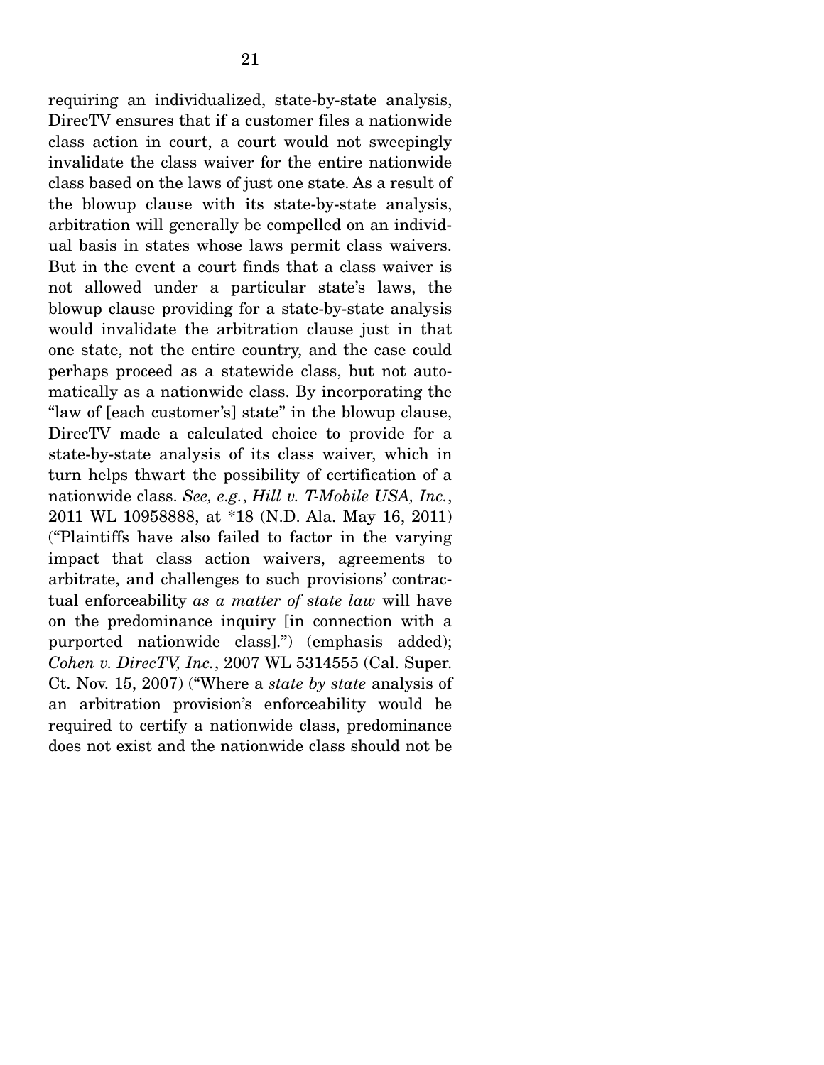requiring an individualized, state-by-state analysis, DirecTV ensures that if a customer files a nationwide class action in court, a court would not sweepingly invalidate the class waiver for the entire nationwide class based on the laws of just one state. As a result of the blowup clause with its state-by-state analysis, arbitration will generally be compelled on an individual basis in states whose laws permit class waivers. But in the event a court finds that a class waiver is not allowed under a particular state's laws, the blowup clause providing for a state-by-state analysis would invalidate the arbitration clause just in that one state, not the entire country, and the case could perhaps proceed as a statewide class, but not automatically as a nationwide class. By incorporating the "law of [each customer's] state" in the blowup clause, DirecTV made a calculated choice to provide for a state-by-state analysis of its class waiver, which in turn helps thwart the possibility of certification of a nationwide class. *See, e.g.*, *Hill v. T-Mobile USA, Inc.*, 2011 WL 10958888, at *18 (N.D. Ala. May 16, 2011) ("Plaintiffs have also failed to factor in the varying impact that class action waivers, agreements to arbitrate, and challenges to such provisions' contractual enforceability *as a matter of state law* will have on the predominance inquiry [in connection with a purported nationwide class].") (emphasis added); *Cohen v. DirecTV, Inc.*, 2007 WL 5314555 (Cal. Super. Ct. Nov. 15, 2007) ("Where a *state by state* analysis of an arbitration provision's enforceability would be required to certify a nationwide class, predominance does not exist and the nationwide class should not be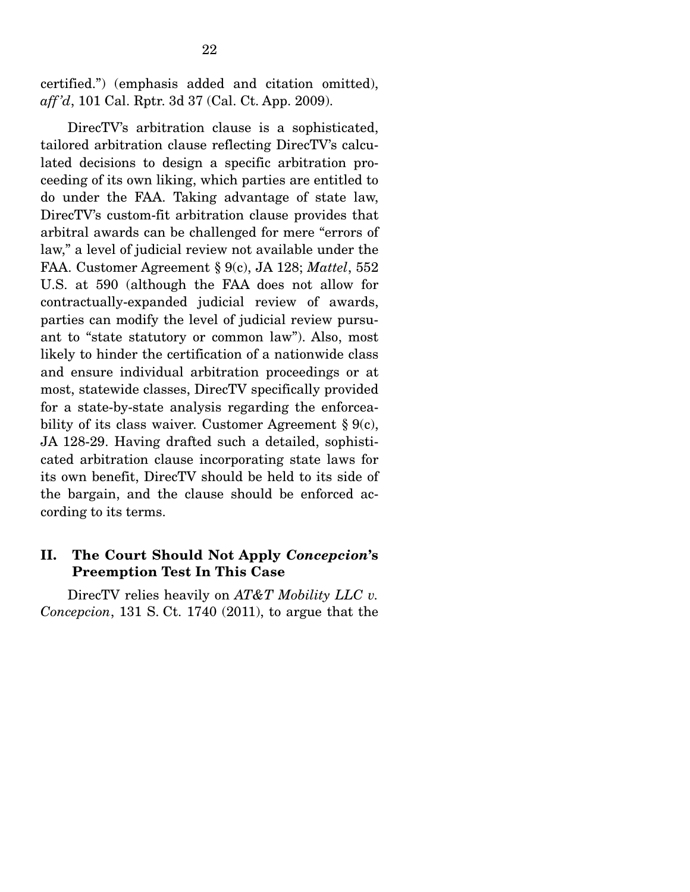certified.") (emphasis added and citation omitted), *aff'd*, 101 Cal. Rptr. 3d 37 (Cal. Ct. App. 2009).

DirecTV's arbitration clause is a sophisticated, tailored arbitration clause reflecting DirecTV's calculated decisions to design a specific arbitration proceeding of its own liking, which parties are entitled to do under the FAA. Taking advantage of state law, DirecTV's custom-fit arbitration clause provides that arbitral awards can be challenged for mere "errors of law," a level of judicial review not available under the FAA. Customer Agreement § 9(c), JA 128; *Mattel*, 552 U.S. at 590 (although the FAA does not allow for contractually-expanded judicial review of awards, parties can modify the level of judicial review pursuant to "state statutory or common law"). Also, most likely to hinder the certification of a nationwide class and ensure individual arbitration proceedings or at most, statewide classes, DirecTV specifically provided for a state-by-state analysis regarding the enforceability of its class waiver. Customer Agreement § 9(c), JA 128-29. Having drafted such a detailed, sophisticated arbitration clause incorporating state laws for its own benefit, DirecTV should be held to its side of the bargain, and the clause should be enforced according to its terms.

## II. The Court Should Not Apply *Concepcion*'s Preemption Test In This Case

DirecTV relies heavily on *AT&T Mobility LLC v. Concepcion*, 131 S. Ct. 1740 (2011), to argue that the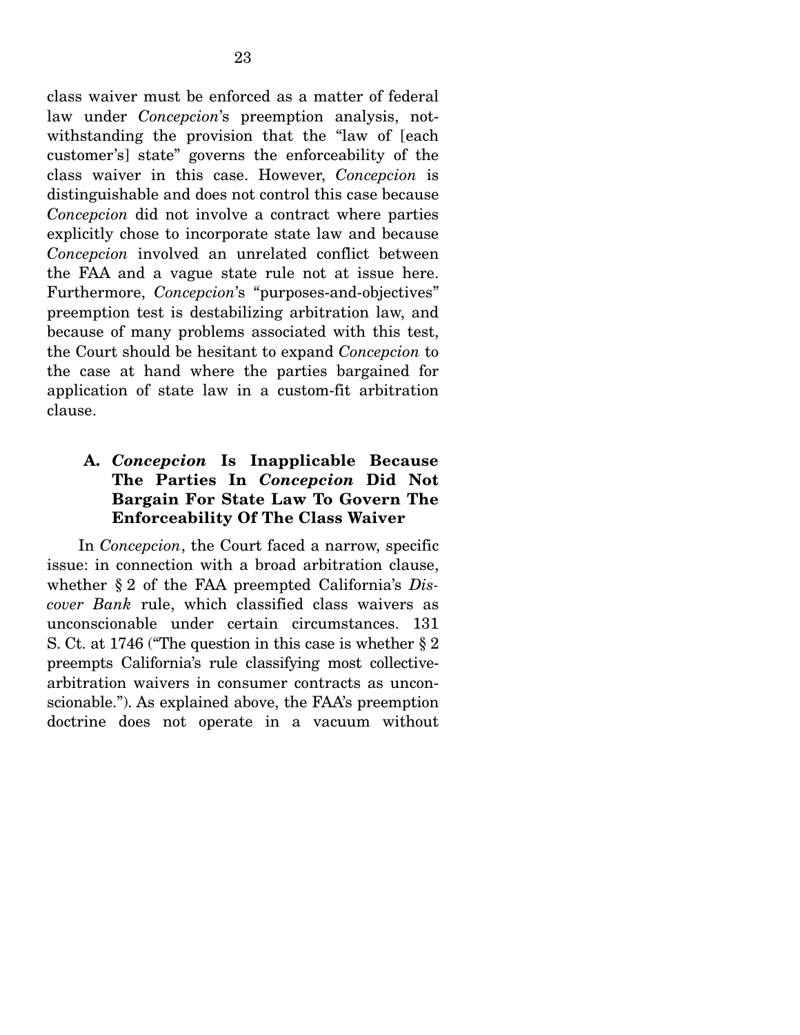class waiver must be enforced as a matter of federal law under *Concepcion*'s preemption analysis, notwithstanding the provision that the "law of [each customer's] state" governs the enforceability of the class waiver in this case. However, *Concepcion* is distinguishable and does not control this case because *Concepcion* did not involve a contract where parties explicitly chose to incorporate state law and because *Concepcion* involved an unrelated conflict between the FAA and a vague state rule not at issue here. Furthermore, *Concepcion*'s "purposes-and-objectives" preemption test is destabilizing arbitration law, and because of many problems associated with this test, the Court should be hesitant to expand *Concepcion* to the case at hand where the parties bargained for application of state law in a custom-fit arbitration clause.

### A. *Concepcion* Is Inapplicable Because The Parties In *Concepcion* Did Not Bargain For State Law To Govern The Enforceability Of The Class Waiver

In *Concepcion*, the Court faced a narrow, specific issue: in connection with a broad arbitration clause, whether § 2 of the FAA preempted California's *Discover Bank* rule, which classified class waivers as unconscionable under certain circumstances. 131 S. Ct. at 1746 ("The question in this case is whether § 2 preempts California's rule classifying most collective-arbitration waivers in consumer contracts as unconscionable."). As explained above, the FAA's preemption doctrine does not operate in a vacuum without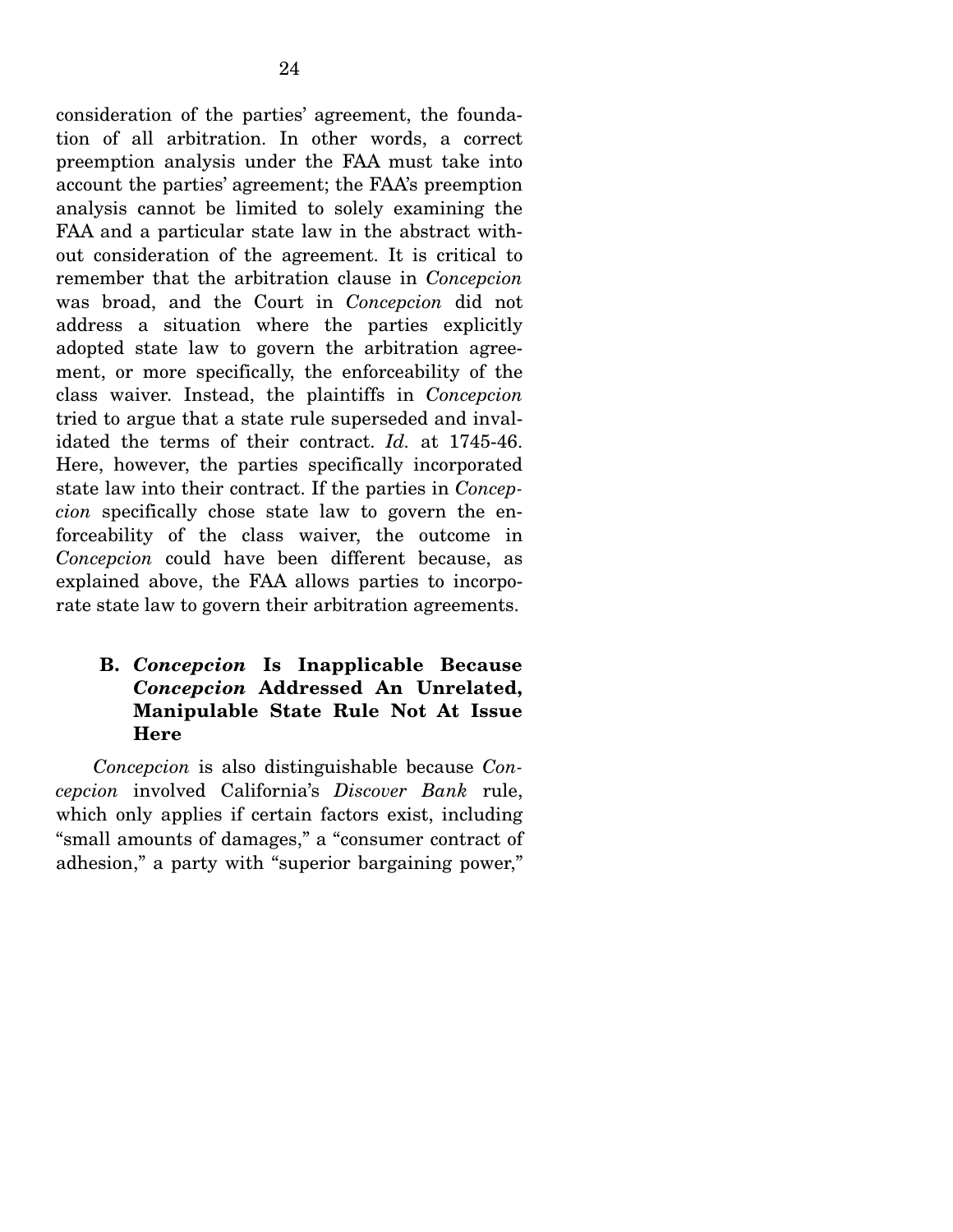consideration of the parties' agreement, the foundation of all arbitration. In other words, a correct preemption analysis under the FAA must take into account the parties' agreement; the FAA's preemption analysis cannot be limited to solely examining the FAA and a particular state law in the abstract without consideration of the agreement. It is critical to remember that the arbitration clause in *Concepcion* was broad, and the Court in *Concepcion* did not address a situation where the parties explicitly adopted state law to govern the arbitration agreement, or more specifically, the enforceability of the class waiver. Instead, the plaintiffs in *Concepcion* tried to argue that a state rule superseded and invalidated the terms of their contract. *Id.* at 1745-46. Here, however, the parties specifically incorporated state law into their contract. If the parties in *Concepcion* specifically chose state law to govern the enforceability of the class waiver, the outcome in *Concepcion* could have been different because, as explained above, the FAA allows parties to incorporate state law to govern their arbitration agreements.

### B. *Concepcion* Is Inapplicable Because *Concepcion* Addressed An Unrelated, Manipulable State Rule Not At Issue Here

*Concepcion* is also distinguishable because *Concepcion* involved California's *Discover Bank* rule, which only applies if certain factors exist, including "small amounts of damages," a "consumer contract of adhesion," a party with "superior bargaining power,"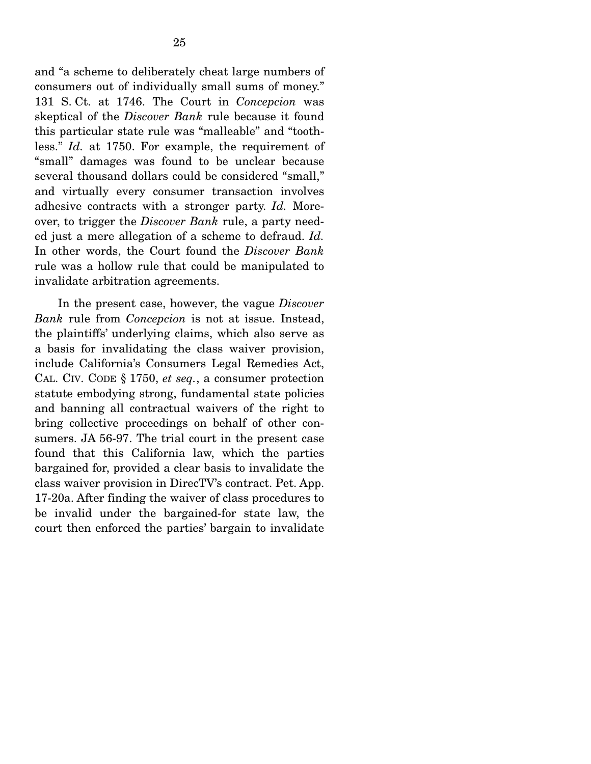and "a scheme to deliberately cheat large numbers of consumers out of individually small sums of money." 131 S. Ct. at 1746. The Court in *Concepcion* was skeptical of the *Discover Bank* rule because it found this particular state rule was "malleable" and "toothless." *Id.* at 1750. For example, the requirement of "small" damages was found to be unclear because several thousand dollars could be considered "small," and virtually every consumer transaction involves adhesive contracts with a stronger party. *Id.* Moreover, to trigger the *Discover Bank* rule, a party needed just a mere allegation of a scheme to defraud. *Id.* In other words, the Court found the *Discover Bank* rule was a hollow rule that could be manipulated to invalidate arbitration agreements.

In the present case, however, the vague *Discover Bank* rule from *Concepcion* is not at issue. Instead, the plaintiffs' underlying claims, which also serve as a basis for invalidating the class waiver provision, include California's Consumers Legal Remedies Act, CAL. CIV. CODE § 1750, *et seq.*, a consumer protection statute embodying strong, fundamental state policies and banning all contractual waivers of the right to bring collective proceedings on behalf of other consumers. JA 56-97. The trial court in the present case found that this California law, which the parties bargained for, provided a clear basis to invalidate the class waiver provision in DirecTV's contract. Pet. App. 17-20a. After finding the waiver of class procedures to be invalid under the bargained-for state law, the court then enforced the parties' bargain to invalidate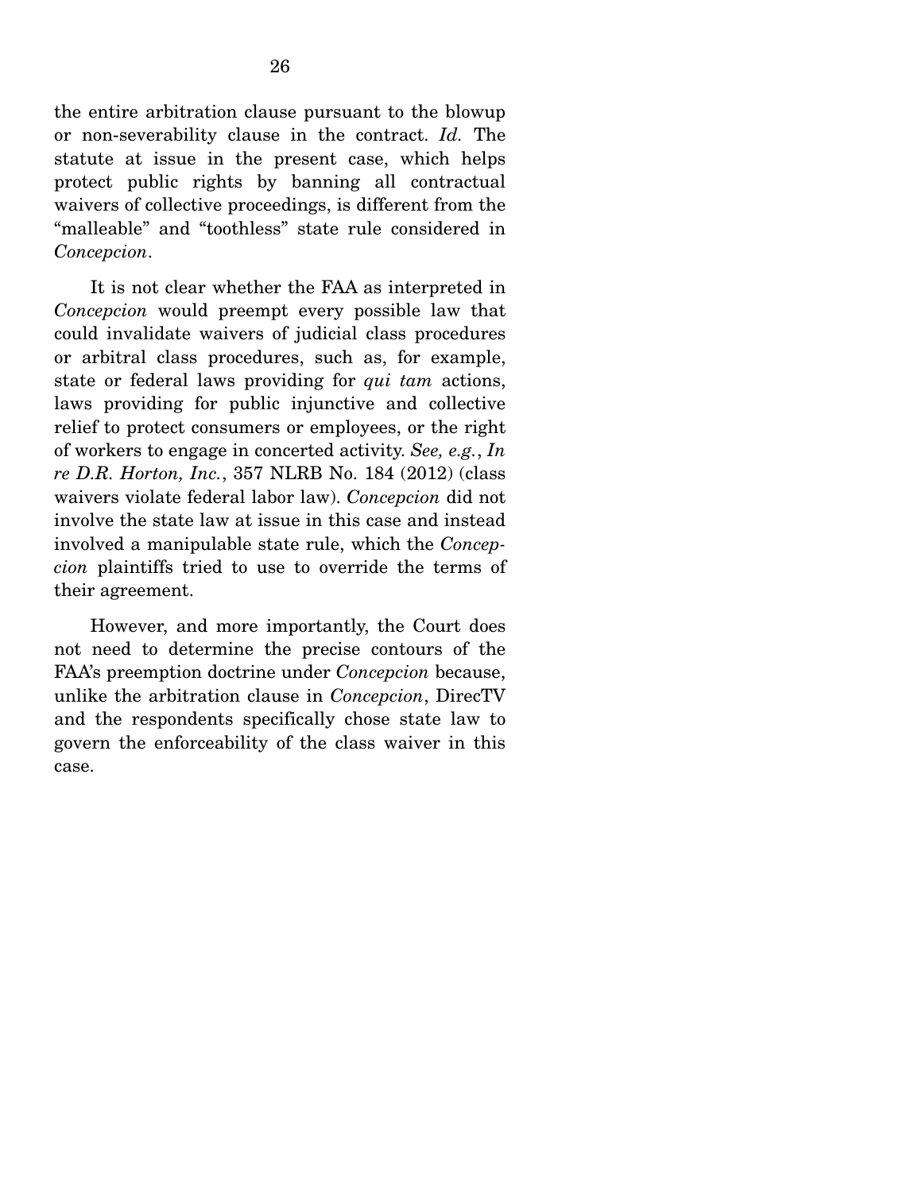the entire arbitration clause pursuant to the blowup or non-severability clause in the contract. *Id.* The statute at issue in the present case, which helps protect public rights by banning all contractual waivers of collective proceedings, is different from the "malleable" and "toothless" state rule considered in *Concepcion*.

It is not clear whether the FAA as interpreted in *Concepcion* would preempt every possible law that could invalidate waivers of judicial class procedures or arbitral class procedures, such as, for example, state or federal laws providing for *qui tam* actions, laws providing for public injunctive and collective relief to protect consumers or employees, or the right of workers to engage in concerted activity. *See, e.g.*, *In re D.R. Horton, Inc.*, 357 NLRB No. 184 (2012) (class waivers violate federal labor law). *Concepcion* did not involve the state law at issue in this case and instead involved a manipulable state rule, which the *Concepcion* plaintiffs tried to use to override the terms of their agreement.

However, and more importantly, the Court does not need to determine the precise contours of the FAA's preemption doctrine under *Concepcion* because, unlike the arbitration clause in *Concepcion*, DirecTV and the respondents specifically chose state law to govern the enforceability of the class waiver in this case.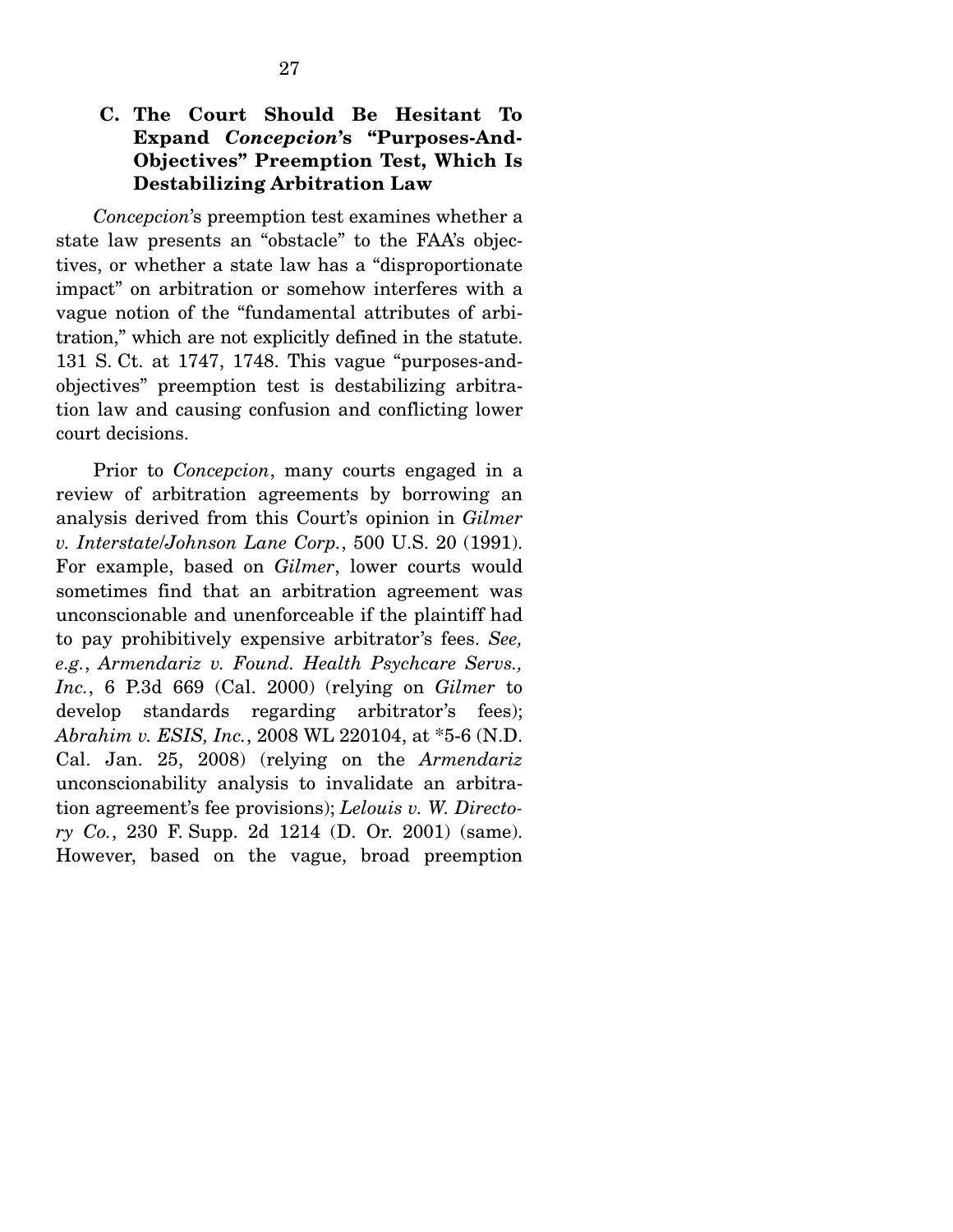### C. The Court Should Be Hesitant To Expand *Concepcion*'s "Purposes-And-Objectives" Preemption Test, Which Is Destabilizing Arbitration Law

*Concepcion*'s preemption test examines whether a state law presents an "obstacle" to the FAA's objectives, or whether a state law has a "disproportionate impact" on arbitration or somehow interferes with a vague notion of the "fundamental attributes of arbitration," which are not explicitly defined in the statute. 131 S. Ct. at 1747, 1748. This vague "purposes-and-objectives" preemption test is destabilizing arbitration law and causing confusion and conflicting lower court decisions.

Prior to *Concepcion*, many courts engaged in a review of arbitration agreements by borrowing an analysis derived from this Court's opinion in *Gilmer v. Interstate/Johnson Lane Corp.*, 500 U.S. 20 (1991). For example, based on *Gilmer*, lower courts would sometimes find that an arbitration agreement was unconscionable and unenforceable if the plaintiff had to pay prohibitively expensive arbitrator's fees. *See, e.g.*, *Armendariz v. Found. Health Psychcare Servs., Inc.*, 6 P.3d 669 (Cal. 2000) (relying on *Gilmer* to develop standards regarding arbitrator's fees); *Abrahim v. ESIS, Inc.*, 2008 WL 220104, at *5-6 (N.D. Cal. Jan. 25, 2008) (relying on the *Armendariz* unconscionability analysis to invalidate an arbitration agreement's fee provisions); *Lelouis v. W. Directory Co.*, 230 F. Supp. 2d 1214 (D. Or. 2001) (same). However, based on the vague, broad preemption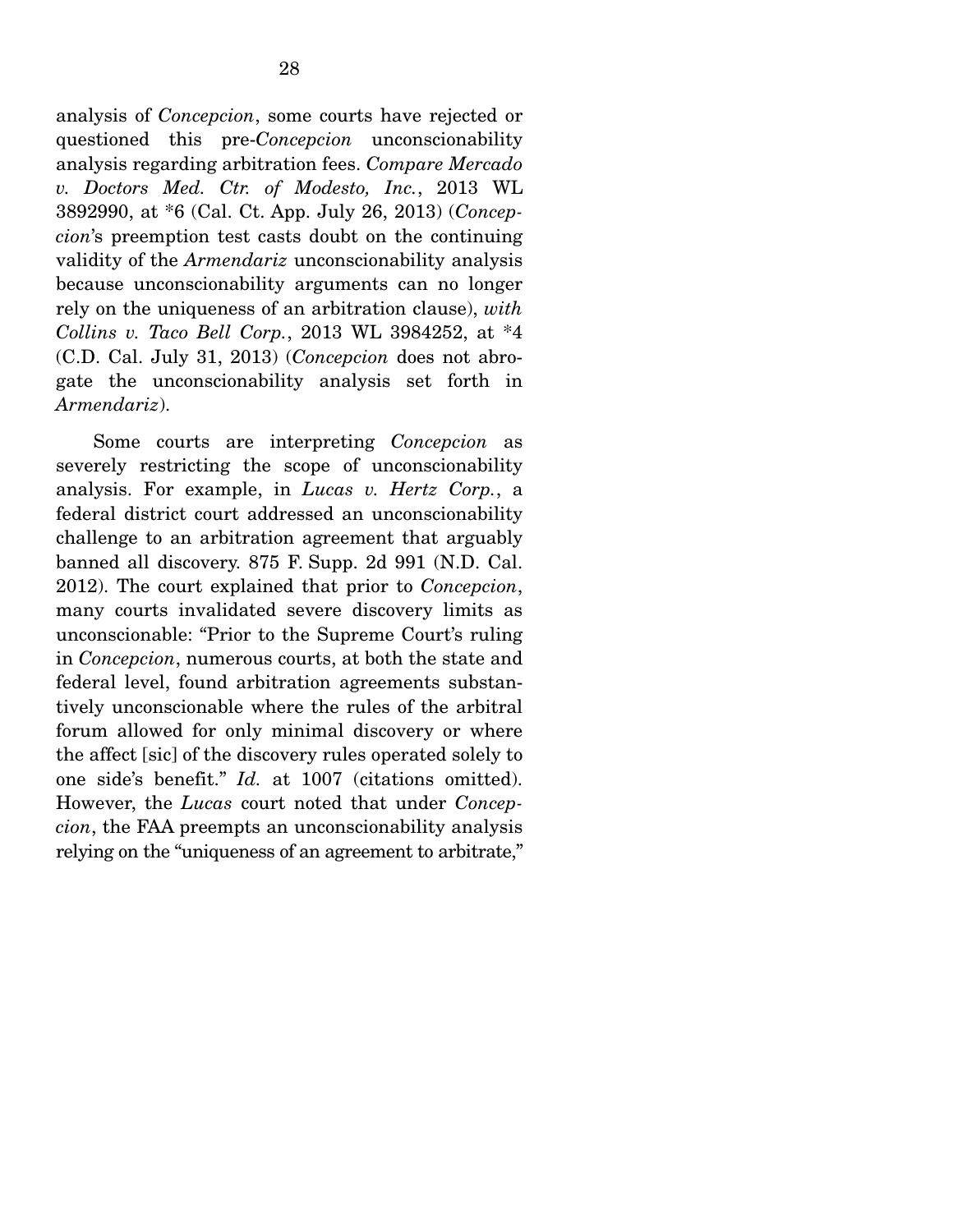analysis of *Concepcion*, some courts have rejected or questioned this pre-*Concepcion* unconscionability analysis regarding arbitration fees. *Compare Mercado v. Doctors Med. Ctr. of Modesto, Inc.*, 2013 WL 3892990, at *6 (Cal. Ct. App. July 26, 2013) (*Concepcion*'s preemption test casts doubt on the continuing validity of the *Armendariz* unconscionability analysis because unconscionability arguments can no longer rely on the uniqueness of an arbitration clause), *with Collins v. Taco Bell Corp.*, 2013 WL 3984252, at *4 (C.D. Cal. July 31, 2013) (*Concepcion* does not abrogate the unconscionability analysis set forth in *Armendariz*).

Some courts are interpreting *Concepcion* as severely restricting the scope of unconscionability analysis. For example, in *Lucas v. Hertz Corp.*, a federal district court addressed an unconscionability challenge to an arbitration agreement that arguably banned all discovery. 875 F. Supp. 2d 991 (N.D. Cal. 2012). The court explained that prior to *Concepcion*, many courts invalidated severe discovery limits as unconscionable: "Prior to the Supreme Court's ruling in *Concepcion*, numerous courts, at both the state and federal level, found arbitration agreements substantively unconscionable where the rules of the arbitral forum allowed for only minimal discovery or where the affect [sic] of the discovery rules operated solely to one side's benefit." *Id.* at 1007 (citations omitted). However, the *Lucas* court noted that under *Concepcion*, the FAA preempts an unconscionability analysis relying on the "uniqueness of an agreement to arbitrate,"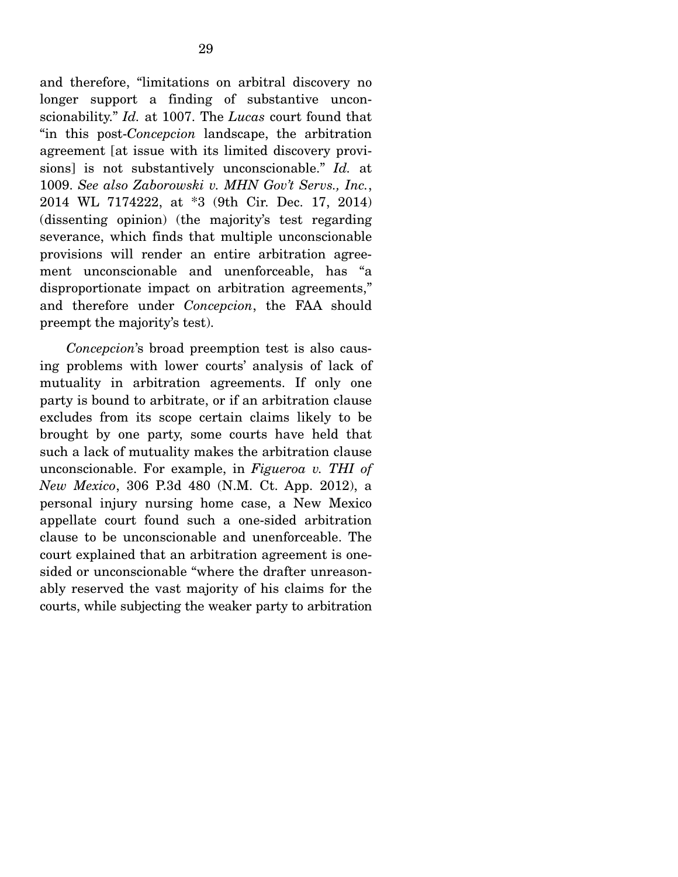and therefore, "limitations on arbitral discovery no longer support a finding of substantive unconscionability." *Id.* at 1007. The *Lucas* court found that "in this post-*Concepcion* landscape, the arbitration agreement [at issue with its limited discovery provisions] is not substantively unconscionable." *Id.* at 1009. *See also Zaborowski v. MHN Gov't Servs., Inc.*, 2014 WL 7174222, at *3 (9th Cir. Dec. 17, 2014) (dissenting opinion) (the majority's test regarding severance, which finds that multiple unconscionable provisions will render an entire arbitration agreement unconscionable and unenforceable, has "a disproportionate impact on arbitration agreements," and therefore under *Concepcion*, the FAA should preempt the majority's test).

*Concepcion*'s broad preemption test is also causing problems with lower courts' analysis of lack of mutuality in arbitration agreements. If only one party is bound to arbitrate, or if an arbitration clause excludes from its scope certain claims likely to be brought by one party, some courts have held that such a lack of mutuality makes the arbitration clause unconscionable. For example, in *Figueroa v. THI of New Mexico*, 306 P.3d 480 (N.M. Ct. App. 2012), a personal injury nursing home case, a New Mexico appellate court found such a one-sided arbitration clause to be unconscionable and unenforceable. The court explained that an arbitration agreement is one-sided or unconscionable "where the drafter unreasonably reserved the vast majority of his claims for the courts, while subjecting the weaker party to arbitration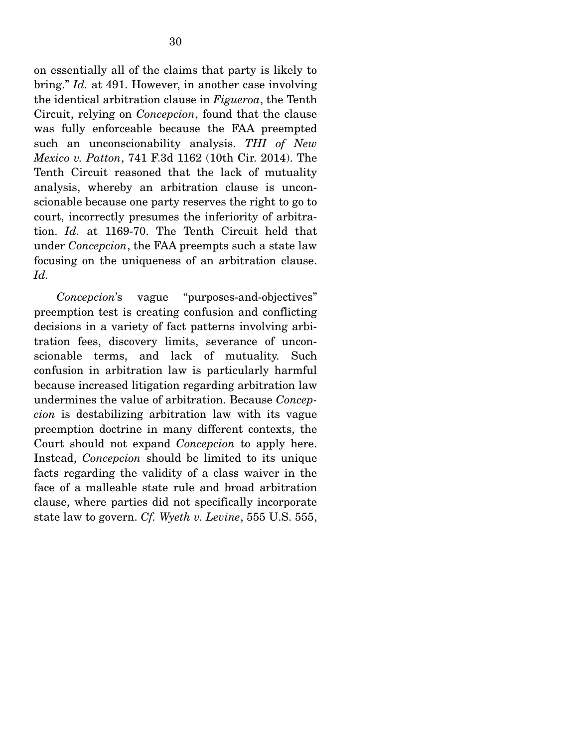on essentially all of the claims that party is likely to bring." *Id.* at 491. However, in another case involving the identical arbitration clause in *Figueroa*, the Tenth Circuit, relying on *Concepcion*, found that the clause was fully enforceable because the FAA preempted such an unconscionability analysis. *THI of New Mexico v. Patton*, 741 F.3d 1162 (10th Cir. 2014). The Tenth Circuit reasoned that the lack of mutuality analysis, whereby an arbitration clause is unconscionable because one party reserves the right to go to court, incorrectly presumes the inferiority of arbitration. *Id.* at 1169-70. The Tenth Circuit held that under *Concepcion*, the FAA preempts such a state law focusing on the uniqueness of an arbitration clause. *Id.*

*Concepcion*'s vague "purposes-and-objectives" preemption test is creating confusion and conflicting decisions in a variety of fact patterns involving arbitration fees, discovery limits, severance of unconscionable terms, and lack of mutuality. Such confusion in arbitration law is particularly harmful because increased litigation regarding arbitration law undermines the value of arbitration. Because *Concepcion* is destabilizing arbitration law with its vague preemption doctrine in many different contexts, the Court should not expand *Concepcion* to apply here. Instead, *Concepcion* should be limited to its unique facts regarding the validity of a class waiver in the face of a malleable state rule and broad arbitration clause, where parties did not specifically incorporate state law to govern. *Cf. Wyeth v. Levine*, 555 U.S. 555,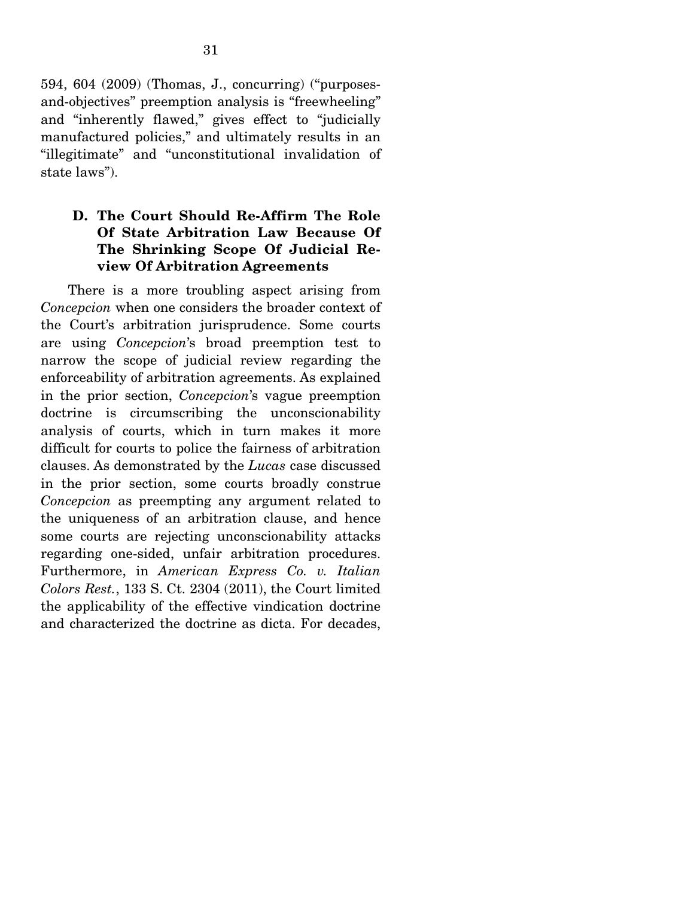594, 604 (2009) (Thomas, J., concurring) ("purposes-and-objectives" preemption analysis is "freewheeling" and "inherently flawed," gives effect to "judicially manufactured policies," and ultimately results in an "illegitimate" and "unconstitutional invalidation of state laws").

### D. The Court Should Re-Affirm The Role Of State Arbitration Law Because Of The Shrinking Scope Of Judicial Review Of Arbitration Agreements

There is a more troubling aspect arising from *Concepcion* when one considers the broader context of the Court's arbitration jurisprudence. Some courts are using *Concepcion*'s broad preemption test to narrow the scope of judicial review regarding the enforceability of arbitration agreements. As explained in the prior section, *Concepcion*'s vague preemption doctrine is circumscribing the unconscionability analysis of courts, which in turn makes it more difficult for courts to police the fairness of arbitration clauses. As demonstrated by the *Lucas* case discussed in the prior section, some courts broadly construe *Concepcion* as preempting any argument related to the uniqueness of an arbitration clause, and hence some courts are rejecting unconscionability attacks regarding one-sided, unfair arbitration procedures. Furthermore, in *American Express Co. v. Italian Colors Rest.*, 133 S. Ct. 2304 (2011), the Court limited the applicability of the effective vindication doctrine and characterized the doctrine as dicta. For decades,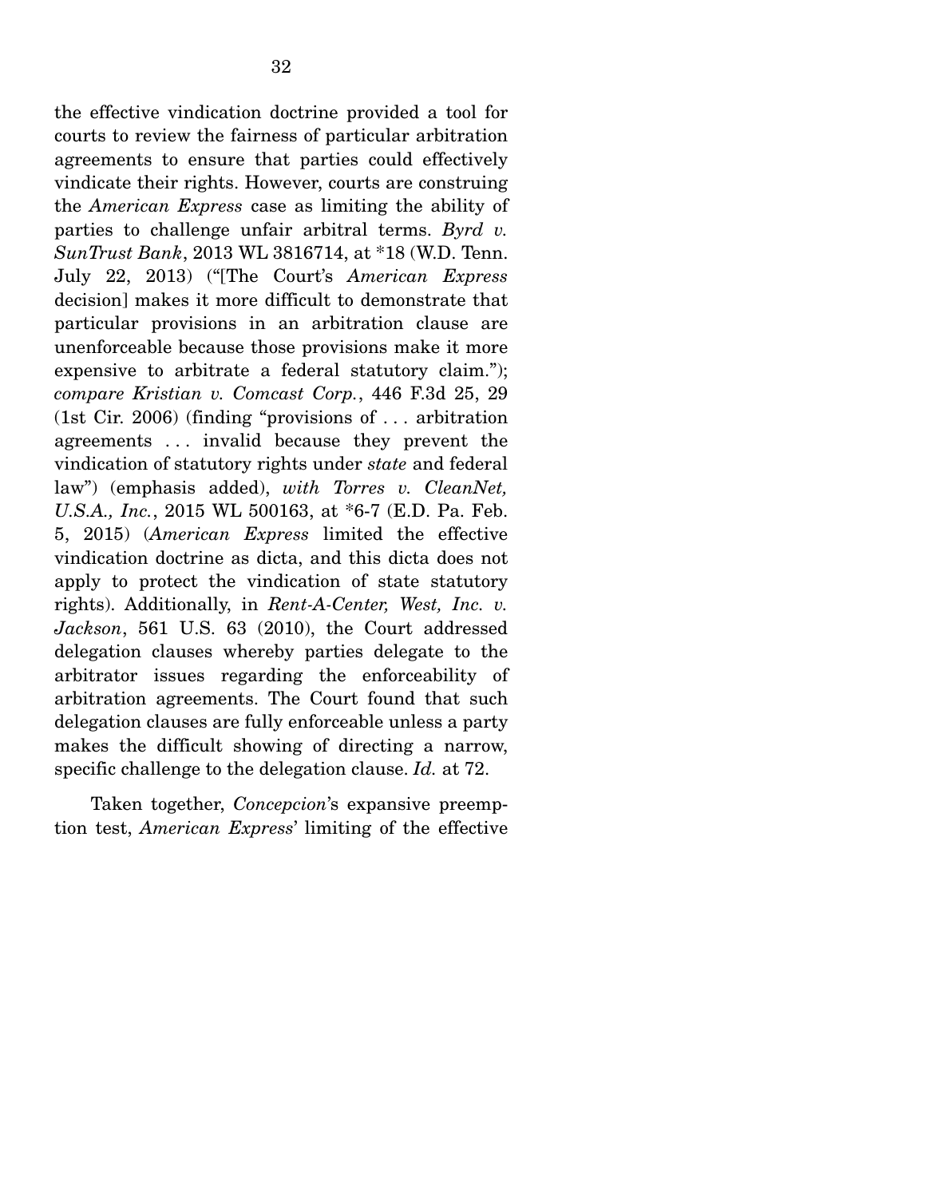the effective vindication doctrine provided a tool for courts to review the fairness of particular arbitration agreements to ensure that parties could effectively vindicate their rights. However, courts are construing the *American Express* case as limiting the ability of parties to challenge unfair arbitral terms. *Byrd v. SunTrust Bank*, 2013 WL 3816714, at *18 (W.D. Tenn. July 22, 2013) ("[The Court's *American Express* decision] makes it more difficult to demonstrate that particular provisions in an arbitration clause are unenforceable because those provisions make it more expensive to arbitrate a federal statutory claim."); *compare Kristian v. Comcast Corp.*, 446 F.3d 25, 29 (1st Cir. 2006) (finding "provisions of . . . arbitration agreements . . . invalid because they prevent the vindication of statutory rights under *state* and federal law") (emphasis added), *with Torres v. CleanNet, U.S.A., Inc.*, 2015 WL 500163, at *6-7 (E.D. Pa. Feb. 5, 2015) (*American Express* limited the effective vindication doctrine as dicta, and this dicta does not apply to protect the vindication of state statutory rights). Additionally, in *Rent-A-Center, West, Inc. v. Jackson*, 561 U.S. 63 (2010), the Court addressed delegation clauses whereby parties delegate to the arbitrator issues regarding the enforceability of arbitration agreements. The Court found that such delegation clauses are fully enforceable unless a party makes the difficult showing of directing a narrow, specific challenge to the delegation clause. *Id.* at 72.

Taken together, *Concepcion*'s expansive preemption test, *American Express*' limiting of the effective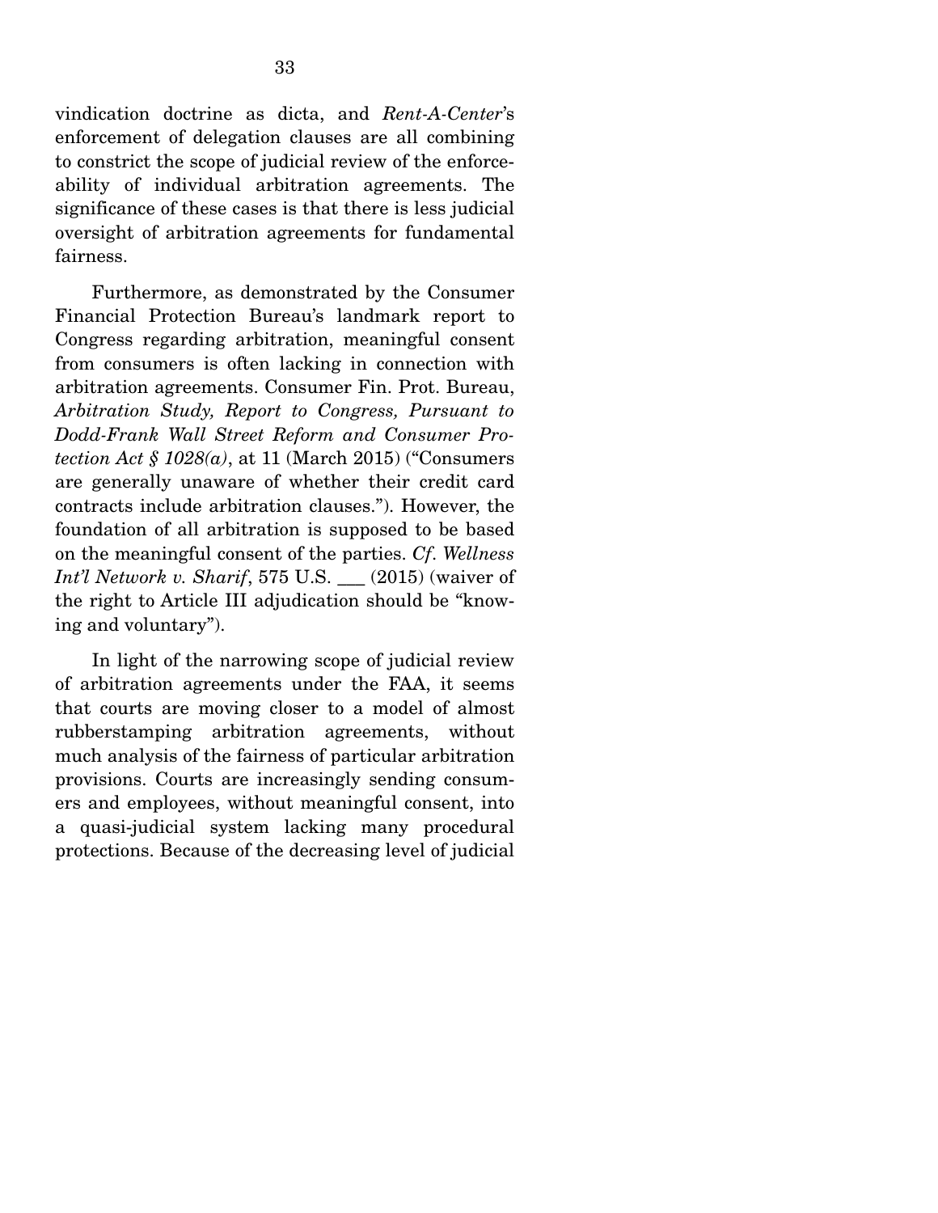vindication doctrine as dicta, and *Rent-A-Center*'s enforcement of delegation clauses are all combining to constrict the scope of judicial review of the enforceability of individual arbitration agreements. The significance of these cases is that there is less judicial oversight of arbitration agreements for fundamental fairness.

Furthermore, as demonstrated by the Consumer Financial Protection Bureau's landmark report to Congress regarding arbitration, meaningful consent from consumers is often lacking in connection with arbitration agreements. Consumer Fin. Prot. Bureau, *Arbitration Study, Report to Congress, Pursuant to Dodd-Frank Wall Street Reform and Consumer Protection Act § 1028(a)*, at 11 (March 2015) ("Consumers are generally unaware of whether their credit card contracts include arbitration clauses."). However, the foundation of all arbitration is supposed to be based on the meaningful consent of the parties. *Cf. Wellness Int'l Network v. Sharif*, 575 U.S. ___ (2015) (waiver of the right to Article III adjudication should be "knowing and voluntary").

In light of the narrowing scope of judicial review of arbitration agreements under the FAA, it seems that courts are moving closer to a model of almost rubberstamping arbitration agreements, without much analysis of the fairness of particular arbitration provisions. Courts are increasingly sending consumers and employees, without meaningful consent, into a quasi-judicial system lacking many procedural protections. Because of the decreasing level of judicial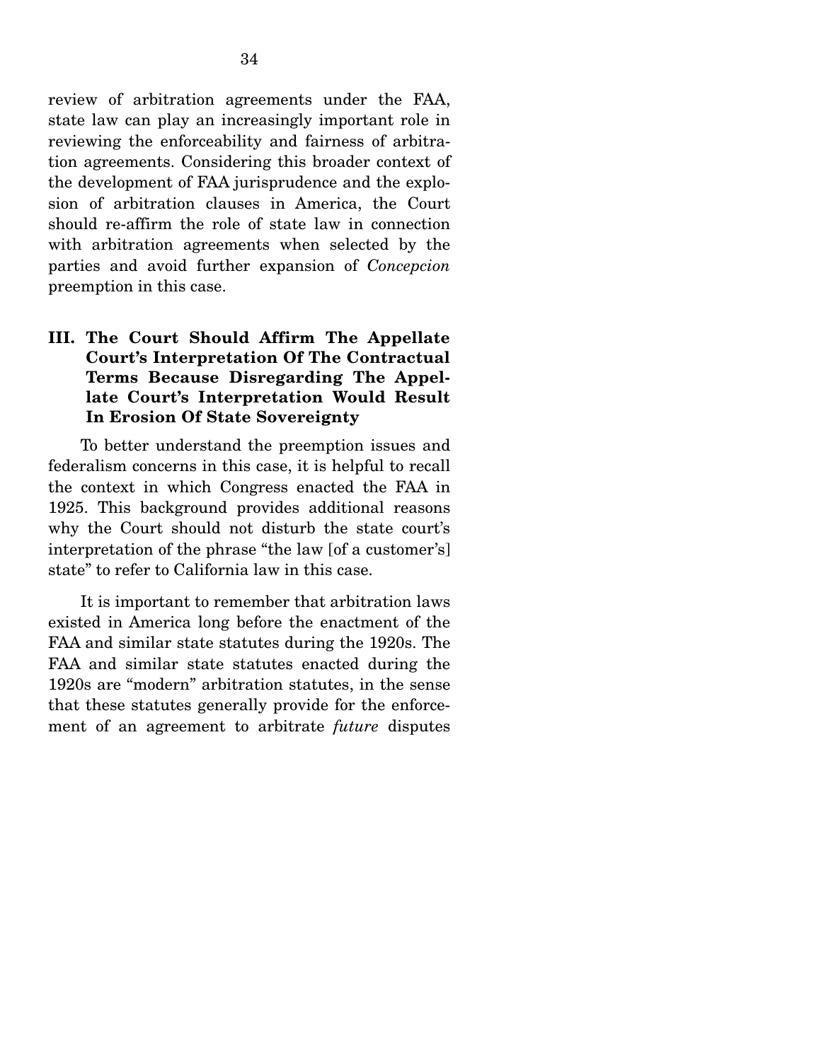review of arbitration agreements under the FAA, state law can play an increasingly important role in reviewing the enforceability and fairness of arbitration agreements. Considering this broader context of the development of FAA jurisprudence and the explosion of arbitration clauses in America, the Court should re-affirm the role of state law in connection with arbitration agreements when selected by the parties and avoid further expansion of *Concepcion* preemption in this case.

## III. The Court Should Affirm The Appellate Court's Interpretation Of The Contractual Terms Because Disregarding The Appellate Court's Interpretation Would Result In Erosion Of State Sovereignty

To better understand the preemption issues and federalism concerns in this case, it is helpful to recall the context in which Congress enacted the FAA in 1925. This background provides additional reasons why the Court should not disturb the state court's interpretation of the phrase "the law [of a customer's] state" to refer to California law in this case.

It is important to remember that arbitration laws existed in America long before the enactment of the FAA and similar state statutes during the 1920s. The FAA and similar state statutes enacted during the 1920s are "modern" arbitration statutes, in the sense that these statutes generally provide for the enforcement of an agreement to arbitrate *future* disputes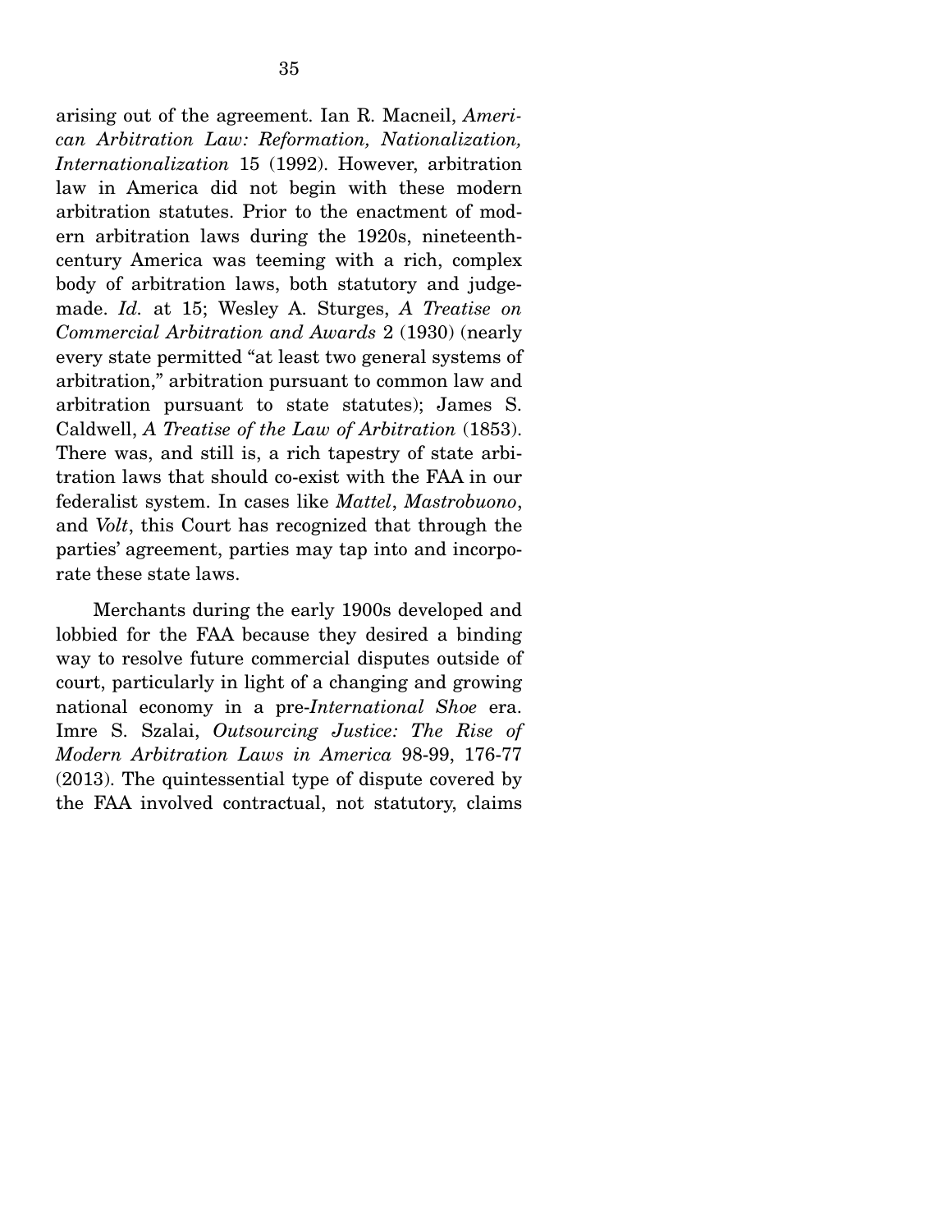arising out of the agreement. Ian R. Macneil, *American Arbitration Law: Reformation, Nationalization, Internationalization* 15 (1992). However, arbitration law in America did not begin with these modern arbitration statutes. Prior to the enactment of modern arbitration laws during the 1920s, nineteenth-century America was teeming with a rich, complex body of arbitration laws, both statutory and judge-made. *Id.* at 15; Wesley A. Sturges, *A Treatise on Commercial Arbitration and Awards* 2 (1930) (nearly every state permitted "at least two general systems of arbitration," arbitration pursuant to common law and arbitration pursuant to state statutes); James S. Caldwell, *A Treatise of the Law of Arbitration* (1853). There was, and still is, a rich tapestry of state arbitration laws that should co-exist with the FAA in our federalist system. In cases like *Mattel*, *Mastrobuono*, and *Volt*, this Court has recognized that through the parties' agreement, parties may tap into and incorporate these state laws.

Merchants during the early 1900s developed and lobbied for the FAA because they desired a binding way to resolve future commercial disputes outside of court, particularly in light of a changing and growing national economy in a pre-*International Shoe* era. Imre S. Szalai, *Outsourcing Justice: The Rise of Modern Arbitration Laws in America* 98-99, 176-77 (2013). The quintessential type of dispute covered by the FAA involved contractual, not statutory, claims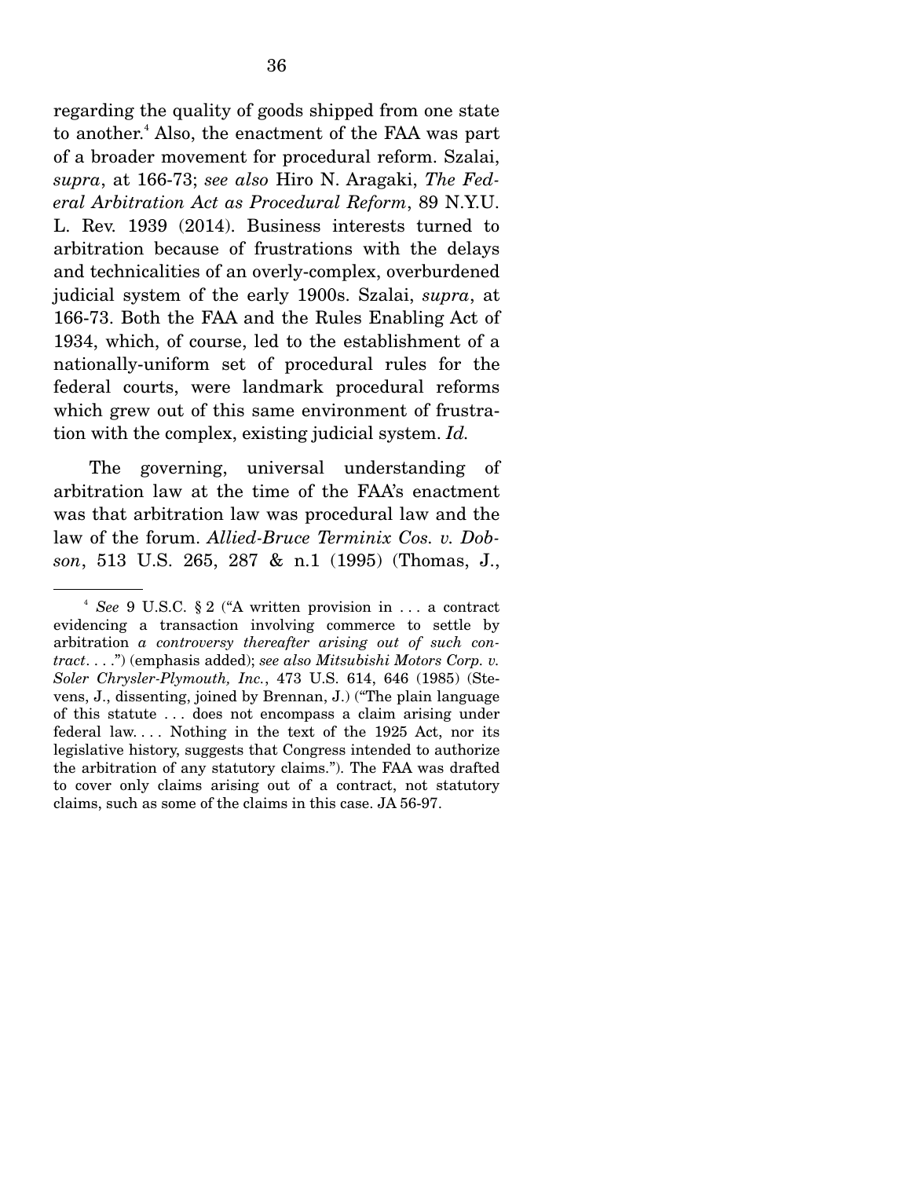regarding the quality of goods shipped from one state to another.[4] Also, the enactment of the FAA was part of a broader movement for procedural reform. Szalai, *supra*, at 166-73; *see also* Hiro N. Aragaki, *The Federal Arbitration Act as Procedural Reform*, 89 N.Y.U. L. Rev. 1939 (2014). Business interests turned to arbitration because of frustrations with the delays and technicalities of an overly-complex, overburdened judicial system of the early 1900s. Szalai, *supra*, at 166-73. Both the FAA and the Rules Enabling Act of 1934, which, of course, led to the establishment of a nationally-uniform set of procedural rules for the federal courts, were landmark procedural reforms which grew out of this same environment of frustration with the complex, existing judicial system. *Id.*

The governing, universal understanding of arbitration law at the time of the FAA's enactment was that arbitration law was procedural law and the law of the forum. *Allied-Bruce Terminix Cos. v. Dobson*, 513 U.S. 265, 287 & n.1 (1995) (Thomas, J.,

---

[4] *See* 9 U.S.C. § 2 ("A written provision in . . . a contract evidencing a transaction involving commerce to settle by arbitration *a controversy thereafter arising out of such contract*. . . .") (emphasis added); *see also Mitsubishi Motors Corp. v. Soler Chrysler-Plymouth, Inc.*, 473 U.S. 614, 646 (1985) (Stevens, J., dissenting, joined by Brennan, J.) ("The plain language of this statute . . . does not encompass a claim arising under federal law. . . . Nothing in the text of the 1925 Act, nor its legislative history, suggests that Congress intended to authorize the arbitration of any statutory claims."). The FAA was drafted to cover only claims arising out of a contract, not statutory claims, such as some of the claims in this case. JA 56-97.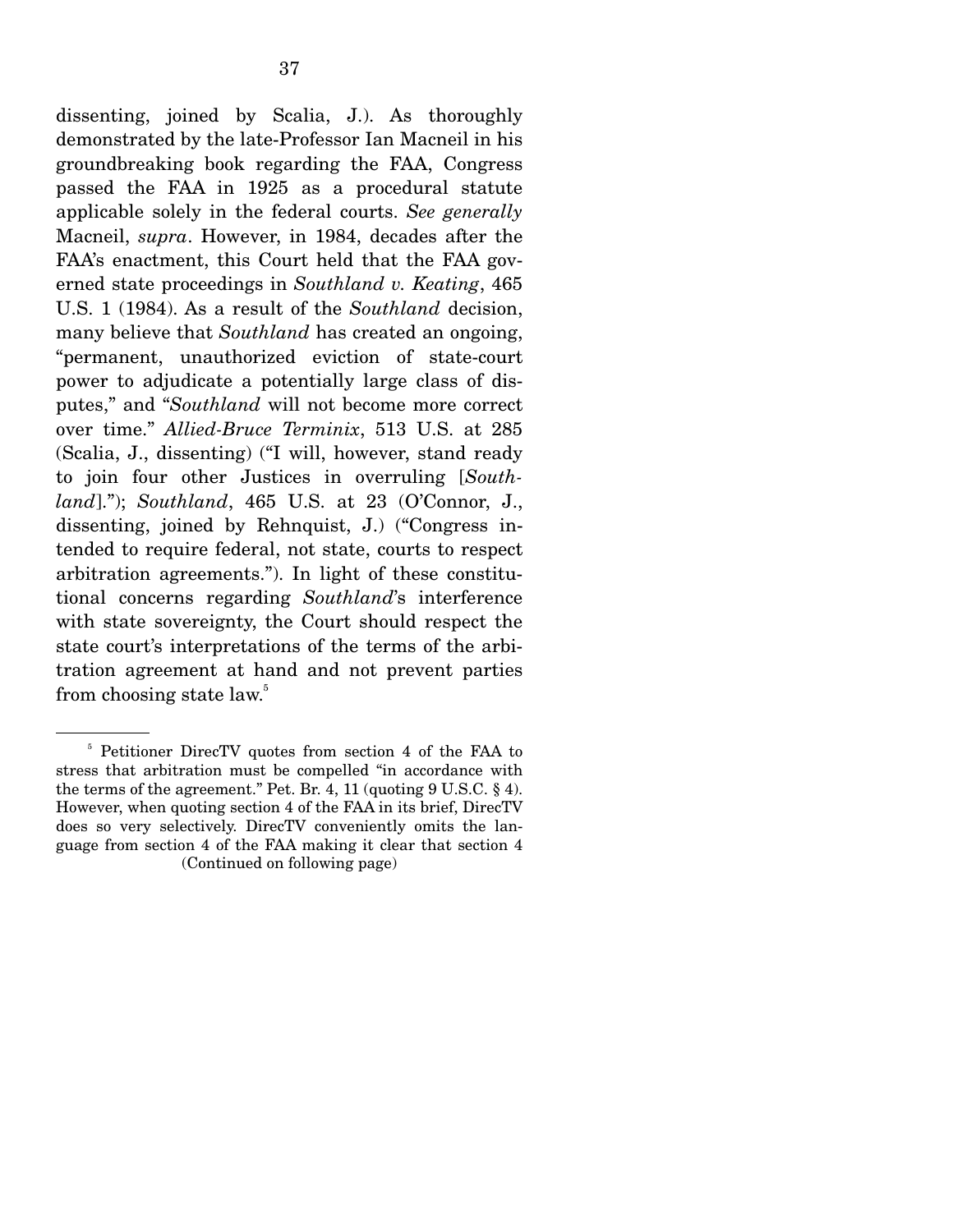dissenting, joined by Scalia, J.). As thoroughly demonstrated by the late-Professor Ian Macneil in his groundbreaking book regarding the FAA, Congress passed the FAA in 1925 as a procedural statute applicable solely in the federal courts. *See generally* Macneil, *supra*. However, in 1984, decades after the FAA's enactment, this Court held that the FAA governed state proceedings in *Southland v. Keating*, 465 U.S. 1 (1984). As a result of the *Southland* decision, many believe that *Southland* has created an ongoing, "permanent, unauthorized eviction of state-court power to adjudicate a potentially large class of disputes," and "*Southland* will not become more correct over time." *Allied-Bruce Terminix*, 513 U.S. at 285 (Scalia, J., dissenting) ("I will, however, stand ready to join four other Justices in overruling [*Southland*]."); *Southland*, 465 U.S. at 23 (O'Connor, J., dissenting, joined by Rehnquist, J.) ("Congress intended to require federal, not state, courts to respect arbitration agreements."). In light of these constitutional concerns regarding *Southland*'s interference with state sovereignty, the Court should respect the state court's interpretations of the terms of the arbitration agreement at hand and not prevent parties from choosing state law.[5]

---

[5] Petitioner DirecTV quotes from section 4 of the FAA to stress that arbitration must be compelled "in accordance with the terms of the agreement." Pet. Br. 4, 11 (quoting 9 U.S.C. § 4). However, when quoting section 4 of the FAA in its brief, DirecTV does so very selectively. DirecTV conveniently omits the language from section 4 of the FAA making it clear that section 4

(Continued on following page)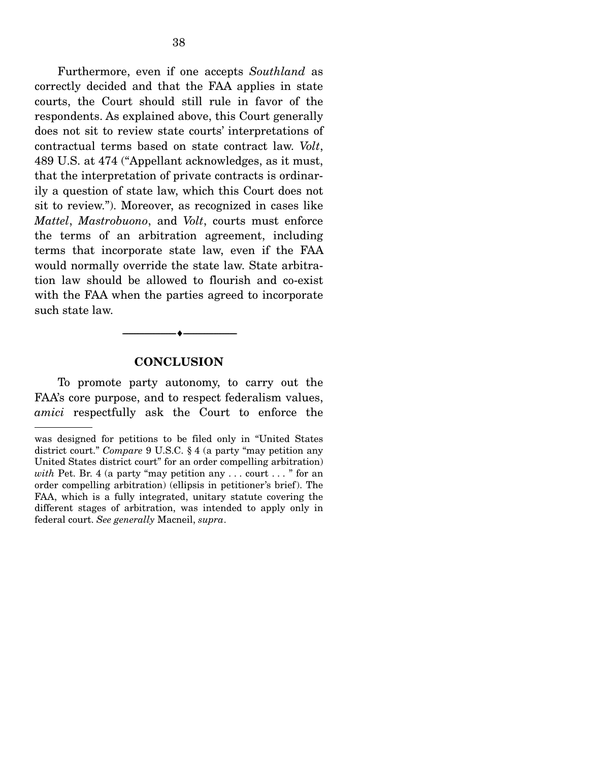Furthermore, even if one accepts *Southland* as correctly decided and that the FAA applies in state courts, the Court should still rule in favor of the respondents. As explained above, this Court generally does not sit to review state courts' interpretations of contractual terms based on state contract law. *Volt*, 489 U.S. at 474 ("Appellant acknowledges, as it must, that the interpretation of private contracts is ordinarily a question of state law, which this Court does not sit to review."). Moreover, as recognized in cases like *Mattel*, *Mastrobuono*, and *Volt*, courts must enforce the terms of an arbitration agreement, including terms that incorporate state law, even if the FAA would normally override the state law. State arbitration law should be allowed to flourish and co-exist with the FAA when the parties agreed to incorporate such state law.

---

## CONCLUSION

To promote party autonomy, to carry out the FAA's core purpose, and to respect federalism values, *amici* respectfully ask the Court to enforce the

---

was designed for petitions to be filed only in "United States district court." *Compare* 9 U.S.C. § 4 (a party "may petition any United States district court" for an order compelling arbitration) *with* Pet. Br. 4 (a party "may petition any . . . court . . . " for an order compelling arbitration) (ellipsis in petitioner's brief). The FAA, which is a fully integrated, unitary statute covering the different stages of arbitration, was intended to apply only in federal court. *See generally* Macneil, *supra*.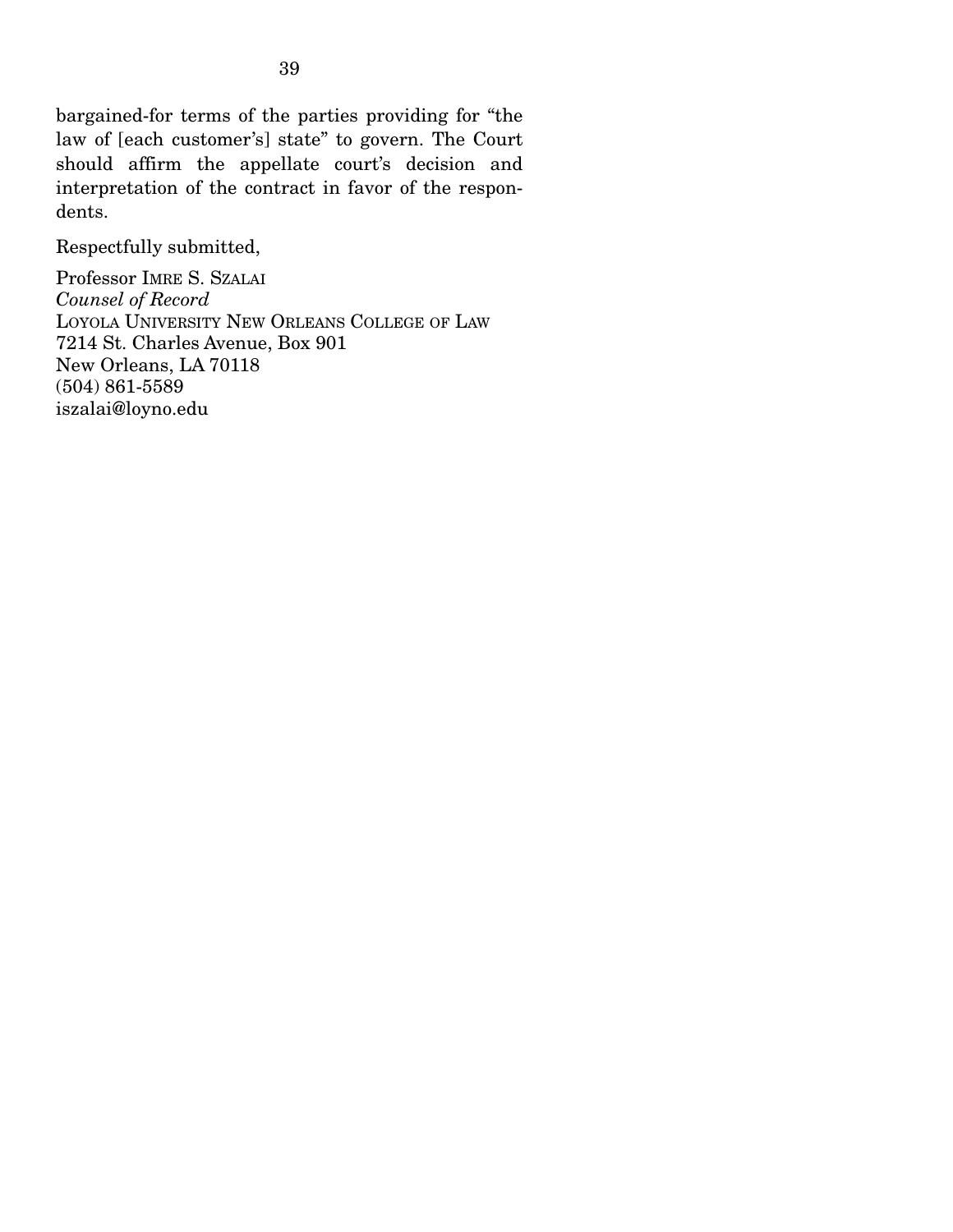bargained-for terms of the parties providing for "the law of [each customer's] state" to govern. The Court should affirm the appellate court's decision and interpretation of the contract in favor of the respondents.

Respectfully submitted,

Professor IMRE S. SZALAI
*Counsel of Record*
LOYOLA UNIVERSITY NEW ORLEANS COLLEGE OF LAW
7214 St. Charles Avenue, Box 901
New Orleans, LA 70118
(504) 861-5589
iszalai@loyno.edu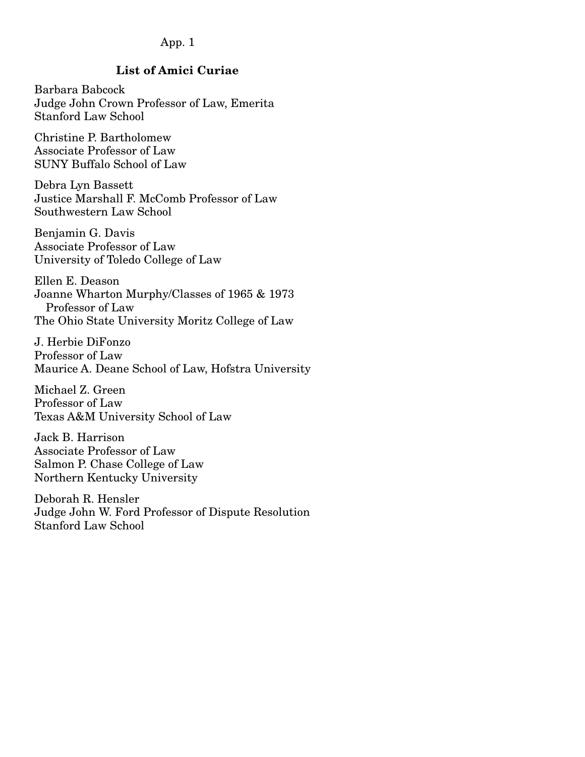## List of Amici Curiae

Barbara Babcock
Judge John Crown Professor of Law, Emerita
Stanford Law School

Christine P. Bartholomew
Associate Professor of Law
SUNY Buffalo School of Law

Debra Lyn Bassett
Justice Marshall F. McComb Professor of Law
Southwestern Law School

Benjamin G. Davis
Associate Professor of Law
University of Toledo College of Law

Ellen E. Deason
Joanne Wharton Murphy/Classes of 1965 & 1973 Professor of Law
The Ohio State University Moritz College of Law

J. Herbie DiFonzo
Professor of Law
Maurice A. Deane School of Law, Hofstra University

Michael Z. Green
Professor of Law
Texas A&M University School of Law

Jack B. Harrison
Associate Professor of Law
Salmon P. Chase College of Law
Northern Kentucky University

Deborah R. Hensler
Judge John W. Ford Professor of Dispute Resolution
Stanford Law School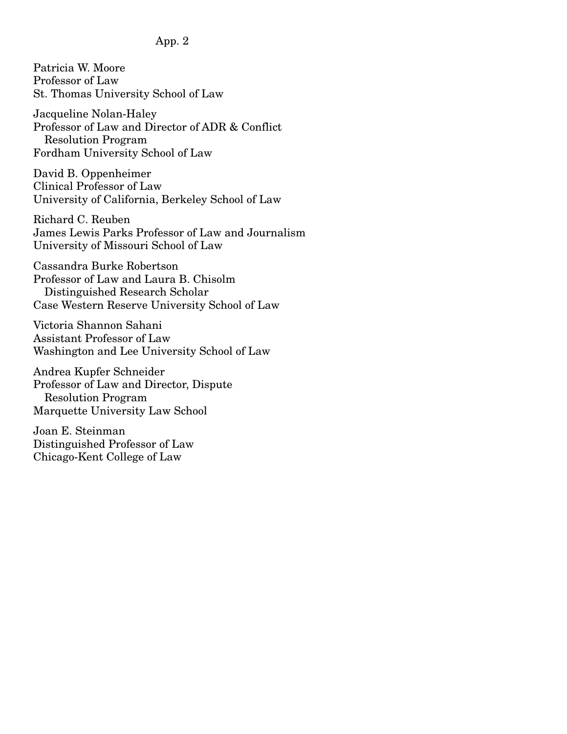Patricia W. Moore
Professor of Law
St. Thomas University School of Law

Jacqueline Nolan-Haley
Professor of Law and Director of ADR & Conflict Resolution Program
Fordham University School of Law

David B. Oppenheimer
Clinical Professor of Law
University of California, Berkeley School of Law

Richard C. Reuben
James Lewis Parks Professor of Law and Journalism
University of Missouri School of Law

Cassandra Burke Robertson
Professor of Law and Laura B. Chisolm Distinguished Research Scholar
Case Western Reserve University School of Law

Victoria Shannon Sahani
Assistant Professor of Law
Washington and Lee University School of Law

Andrea Kupfer Schneider
Professor of Law and Director, Dispute Resolution Program
Marquette University Law School

Joan E. Steinman
Distinguished Professor of Law
Chicago-Kent College of Law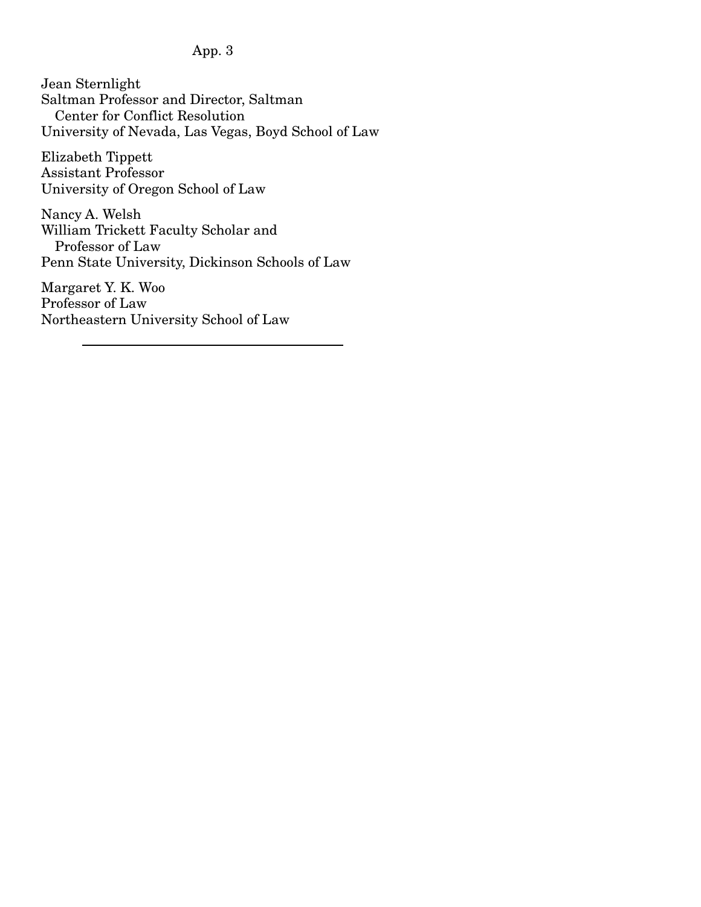Jean Sternlight
Saltman Professor and Director, Saltman Center for Conflict Resolution
University of Nevada, Las Vegas, Boyd School of Law

Elizabeth Tippett
Assistant Professor
University of Oregon School of Law

Nancy A. Welsh
William Trickett Faculty Scholar and Professor of Law
Penn State University, Dickinson Schools of Law

Margaret Y. K. Woo
Professor of Law
Northeastern University School of Law